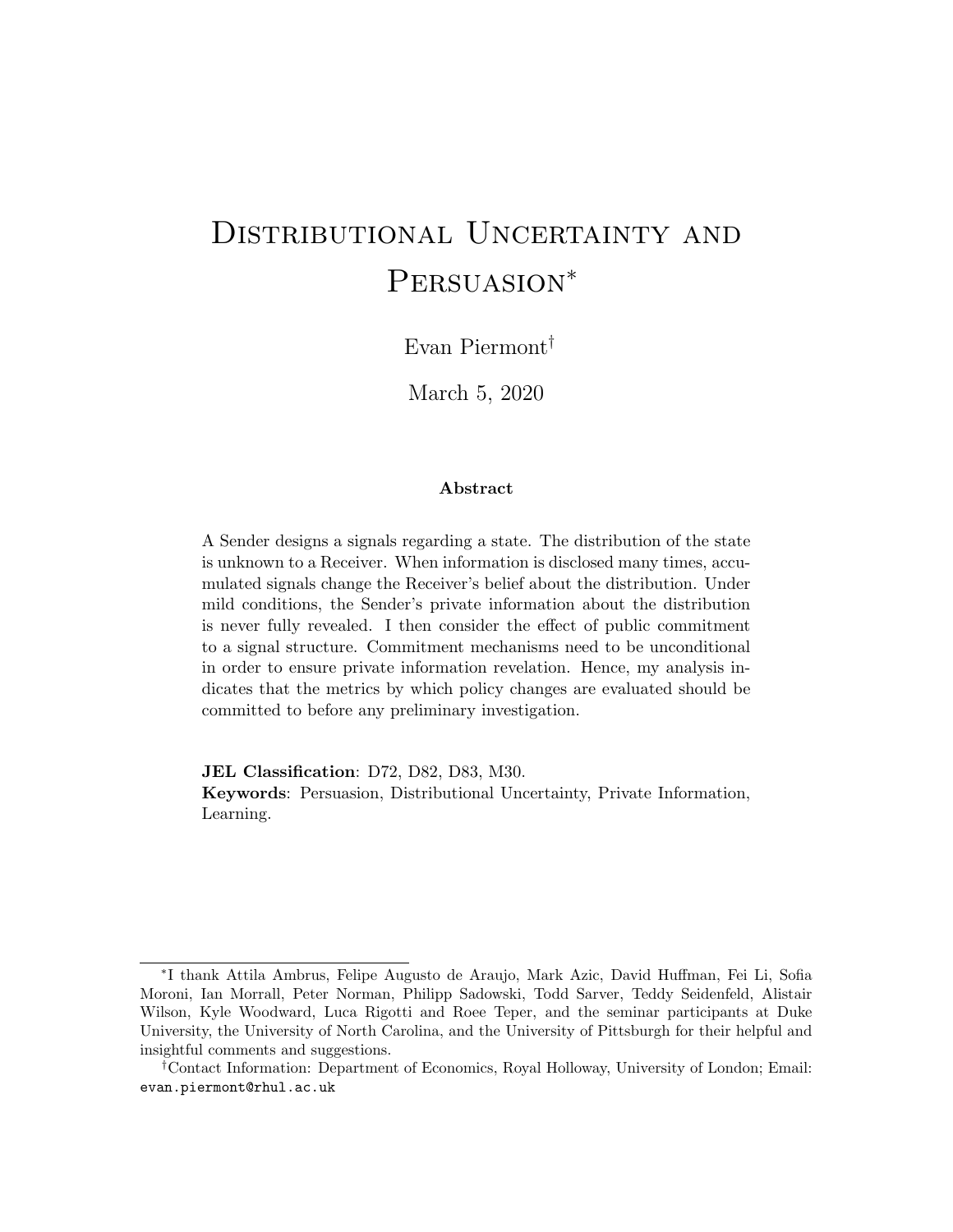# Distributional Uncertainty and Persuasion*

Evan Piermont†

March 5, 2020

**Abstract**

A Sender designs a signals regarding a state. The distribution of the state is unknown to a Receiver. When information is disclosed many times, accumulated signals change the Receiver's belief about the distribution. Under mild conditions, the Sender's private information about the distribution is never fully revealed. I then consider the effect of public commitment to a signal structure. Commitment mechanisms need to be unconditional in order to ensure private information revelation. Hence, my analysis indicates that the metrics by which policy changes are evaluated should be committed to before any preliminary investigation.

**JEL Classification**: D72, D82, D83, M30.
**Keywords**: Persuasion, Distributional Uncertainty, Private Information, Learning.

---

*I thank Attila Ambrus, Felipe Augusto de Araujo, Mark Azic, David Huffman, Fei Li, Sofia Moroni, Ian Morrall, Peter Norman, Philipp Sadowski, Todd Sarver, Teddy Seidenfeld, Alistair Wilson, Kyle Woodward, Luca Rigotti and Roee Teper, and the seminar participants at Duke University, the University of North Carolina, and the University of Pittsburgh for their helpful and insightful comments and suggestions.

†Contact Information: Department of Economics, Royal Holloway, University of London; Email: evan.piermont@rhul.ac.uk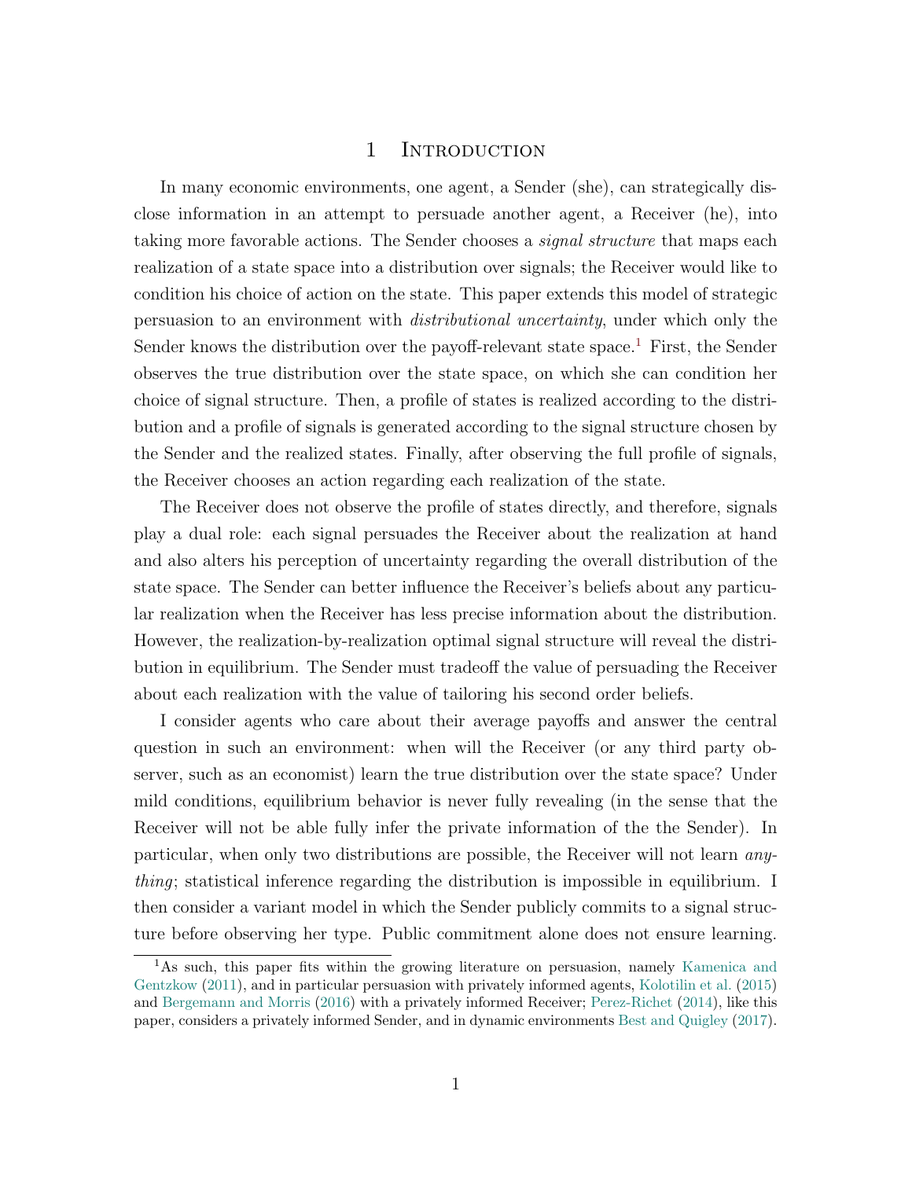# 1 Introduction

In many economic environments, one agent, a Sender (she), can strategically disclose information in an attempt to persuade another agent, a Receiver (he), into taking more favorable actions. The Sender chooses a *signal structure* that maps each realization of a state space into a distribution over signals; the Receiver would like to condition his choice of action on the state. This paper extends this model of strategic persuasion to an environment with *distributional uncertainty*, under which only the Sender knows the distribution over the payoff-relevant state space.[1] First, the Sender observes the true distribution over the state space, on which she can condition her choice of signal structure. Then, a profile of states is realized according to the distribution and a profile of signals is generated according to the signal structure chosen by the Sender and the realized states. Finally, after observing the full profile of signals, the Receiver chooses an action regarding each realization of the state.

The Receiver does not observe the profile of states directly, and therefore, signals play a dual role: each signal persuades the Receiver about the realization at hand and also alters his perception of uncertainty regarding the overall distribution of the state space. The Sender can better influence the Receiver's beliefs about any particular realization when the Receiver has less precise information about the distribution. However, the realization-by-realization optimal signal structure will reveal the distribution in equilibrium. The Sender must tradeoff the value of persuading the Receiver about each realization with the value of tailoring his second order beliefs.

I consider agents who care about their average payoffs and answer the central question in such an environment: when will the Receiver (or any third party observer, such as an economist) learn the true distribution over the state space? Under mild conditions, equilibrium behavior is never fully revealing (in the sense that the Receiver will not be able fully infer the private information of the the Sender). In particular, when only two distributions are possible, the Receiver will not learn *anything*; statistical inference regarding the distribution is impossible in equilibrium. I then consider a variant model in which the Sender publicly commits to a signal structure before observing her type. Public commitment alone does not ensure learning.

[1] As such, this paper fits within the growing literature on persuasion, namely Kamenica and Gentzkow (2011), and in particular persuasion with privately informed agents, Kolotilin et al. (2015) and Bergemann and Morris (2016) with a privately informed Receiver; Perez-Richet (2014), like this paper, considers a privately informed Sender, and in dynamic environments Best and Quigley (2017).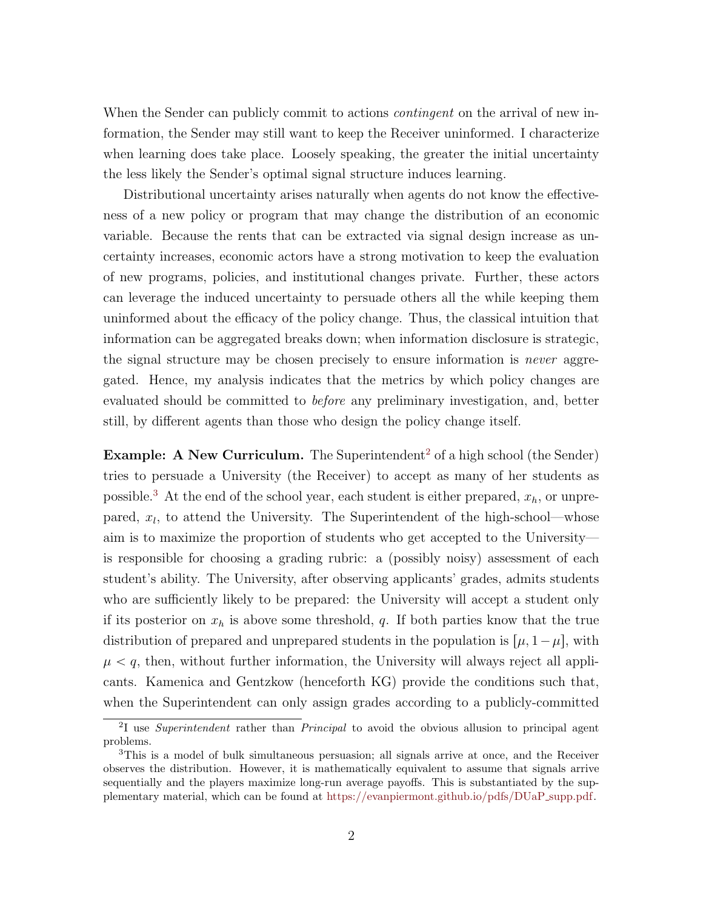When the Sender can publicly commit to actions *contingent* on the arrival of new information, the Sender may still want to keep the Receiver uninformed. I characterize when learning does take place. Loosely speaking, the greater the initial uncertainty the less likely the Sender's optimal signal structure induces learning.

Distributional uncertainty arises naturally when agents do not know the effectiveness of a new policy or program that may change the distribution of an economic variable. Because the rents that can be extracted via signal design increase as uncertainty increases, economic actors have a strong motivation to keep the evaluation of new programs, policies, and institutional changes private. Further, these actors can leverage the induced uncertainty to persuade others all the while keeping them uninformed about the efficacy of the policy change. Thus, the classical intuition that information can be aggregated breaks down; when information disclosure is strategic, the signal structure may be chosen precisely to ensure information is *never* aggregated. Hence, my analysis indicates that the metrics by which policy changes are evaluated should be committed to *before* any preliminary investigation, and, better still, by different agents than those who design the policy change itself.

**Example: A New Curriculum.** The Superintendent[2] of a high school (the Sender) tries to persuade a University (the Receiver) to accept as many of her students as possible.[3] At the end of the school year, each student is either prepared, $x_h$, or unprepared, $x_l$, to attend the University. The Superintendent of the high-school—whose aim is to maximize the proportion of students who get accepted to the University—is responsible for choosing a grading rubric: a (possibly noisy) assessment of each student's ability. The University, after observing applicants' grades, admits students who are sufficiently likely to be prepared: the University will accept a student only if its posterior on $x_h$ is above some threshold, $q$. If both parties know that the true distribution of prepared and unprepared students in the population is $[\mu, 1-\mu]$, with $\mu < q$, then, without further information, the University will always reject all applicants. Kamenica and Gentzkow (henceforth KG) provide the conditions such that, when the Superintendent can only assign grades according to a publicly-committed

[2] I use *Superintendent* rather than *Principal* to avoid the obvious allusion to principal agent problems.

[3] This is a model of bulk simultaneous persuasion; all signals arrive at once, and the Receiver observes the distribution. However, it is mathematically equivalent to assume that signals arrive sequentially and the players maximize long-run average payoffs. This is substantiated by the supplementary material, which can be found at https://evanpiermont.github.io/pdfs/DUaP_supp.pdf.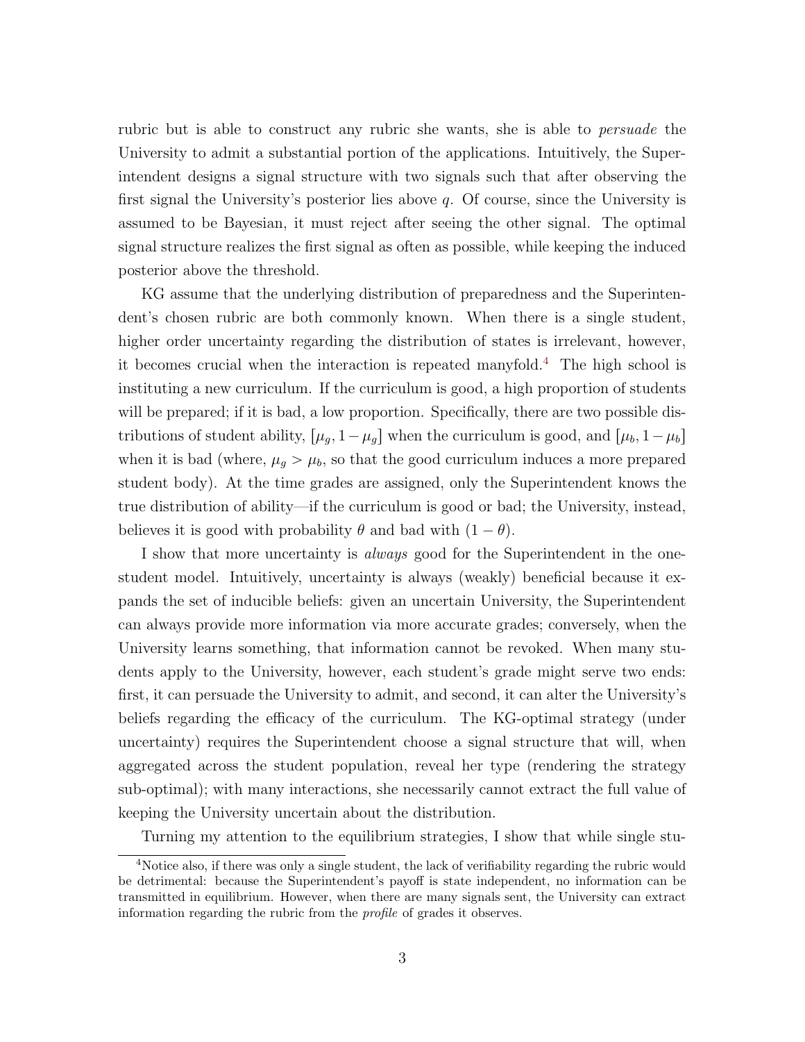rubric but is able to construct any rubric she wants, she is able to *persuade* the University to admit a substantial portion of the applications. Intuitively, the Superintendent designs a signal structure with two signals such that after observing the first signal the University's posterior lies above $q$. Of course, since the University is assumed to be Bayesian, it must reject after seeing the other signal. The optimal signal structure realizes the first signal as often as possible, while keeping the induced posterior above the threshold.

KG assume that the underlying distribution of preparedness and the Superintendent's chosen rubric are both commonly known. When there is a single student, higher order uncertainty regarding the distribution of states is irrelevant, however, it becomes crucial when the interaction is repeated manyfold.[4] The high school is instituting a new curriculum. If the curriculum is good, a high proportion of students will be prepared; if it is bad, a low proportion. Specifically, there are two possible distributions of student ability, $[\mu_g, 1-\mu_g]$ when the curriculum is good, and $[\mu_b, 1-\mu_b]$ when it is bad (where, $\mu_g > \mu_b$, so that the good curriculum induces a more prepared student body). At the time grades are assigned, only the Superintendent knows the true distribution of ability—if the curriculum is good or bad; the University, instead, believes it is good with probability $\theta$ and bad with $(1-\theta)$.

I show that more uncertainty is *always* good for the Superintendent in the one-student model. Intuitively, uncertainty is always (weakly) beneficial because it expands the set of inducible beliefs: given an uncertain University, the Superintendent can always provide more information via more accurate grades; conversely, when the University learns something, that information cannot be revoked. When many students apply to the University, however, each student's grade might serve two ends: first, it can persuade the University to admit, and second, it can alter the University's beliefs regarding the efficacy of the curriculum. The KG-optimal strategy (under uncertainty) requires the Superintendent choose a signal structure that will, when aggregated across the student population, reveal her type (rendering the strategy sub-optimal); with many interactions, she necessarily cannot extract the full value of keeping the University uncertain about the distribution.

Turning my attention to the equilibrium strategies, I show that while single stu-

[4]Notice also, if there was only a single student, the lack of verifiability regarding the rubric would be detrimental: because the Superintendent's payoff is state independent, no information can be transmitted in equilibrium. However, when there are many signals sent, the University can extract information regarding the rubric from the *profile* of grades it observes.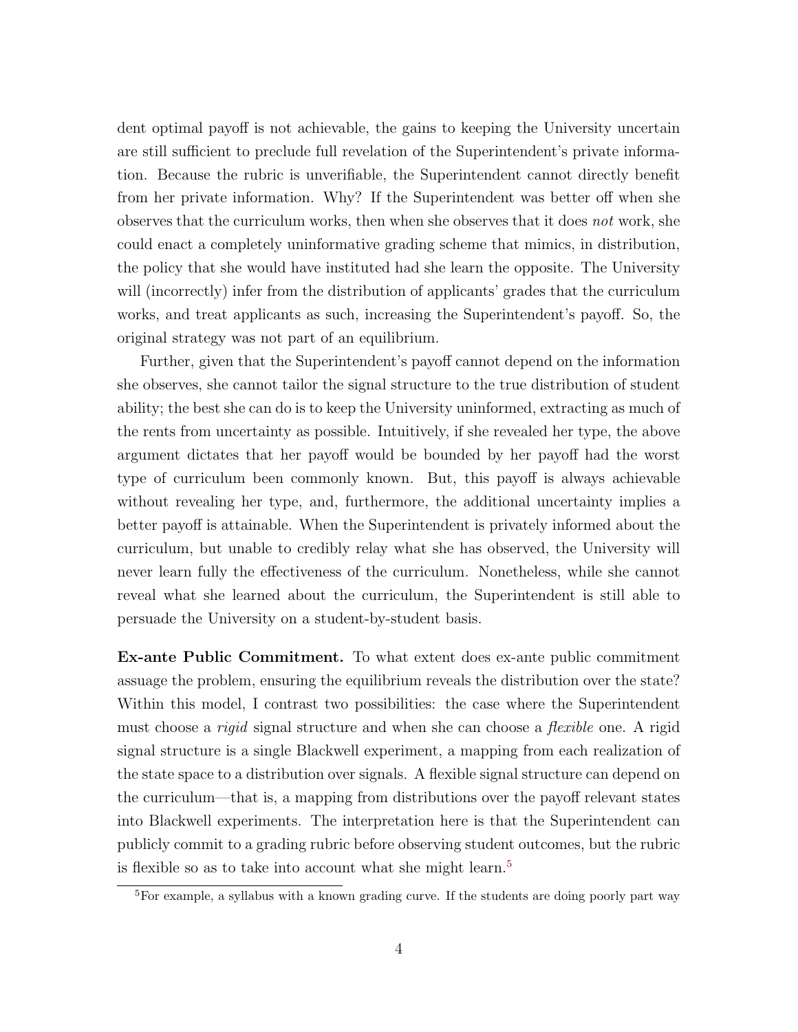dent optimal payoff is not achievable, the gains to keeping the University uncertain are still sufficient to preclude full revelation of the Superintendent's private information. Because the rubric is unverifiable, the Superintendent cannot directly benefit from her private information. Why? If the Superintendent was better off when she observes that the curriculum works, then when she observes that it does *not* work, she could enact a completely uninformative grading scheme that mimics, in distribution, the policy that she would have instituted had she learn the opposite. The University will (incorrectly) infer from the distribution of applicants' grades that the curriculum works, and treat applicants as such, increasing the Superintendent's payoff. So, the original strategy was not part of an equilibrium.

Further, given that the Superintendent's payoff cannot depend on the information she observes, she cannot tailor the signal structure to the true distribution of student ability; the best she can do is to keep the University uninformed, extracting as much of the rents from uncertainty as possible. Intuitively, if she revealed her type, the above argument dictates that her payoff would be bounded by her payoff had the worst type of curriculum been commonly known. But, this payoff is always achievable without revealing her type, and, furthermore, the additional uncertainty implies a better payoff is attainable. When the Superintendent is privately informed about the curriculum, but unable to credibly relay what she has observed, the University will never learn fully the effectiveness of the curriculum. Nonetheless, while she cannot reveal what she learned about the curriculum, the Superintendent is still able to persuade the University on a student-by-student basis.

**Ex-ante Public Commitment.** To what extent does ex-ante public commitment assuage the problem, ensuring the equilibrium reveals the distribution over the state? Within this model, I contrast two possibilities: the case where the Superintendent must choose a *rigid* signal structure and when she can choose a *flexible* one. A rigid signal structure is a single Blackwell experiment, a mapping from each realization of the state space to a distribution over signals. A flexible signal structure can depend on the curriculum—that is, a mapping from distributions over the payoff relevant states into Blackwell experiments. The interpretation here is that the Superintendent can publicly commit to a grading rubric before observing student outcomes, but the rubric is flexible so as to take into account what she might learn.[5]

[5]For example, a syllabus with a known grading curve. If the students are doing poorly part way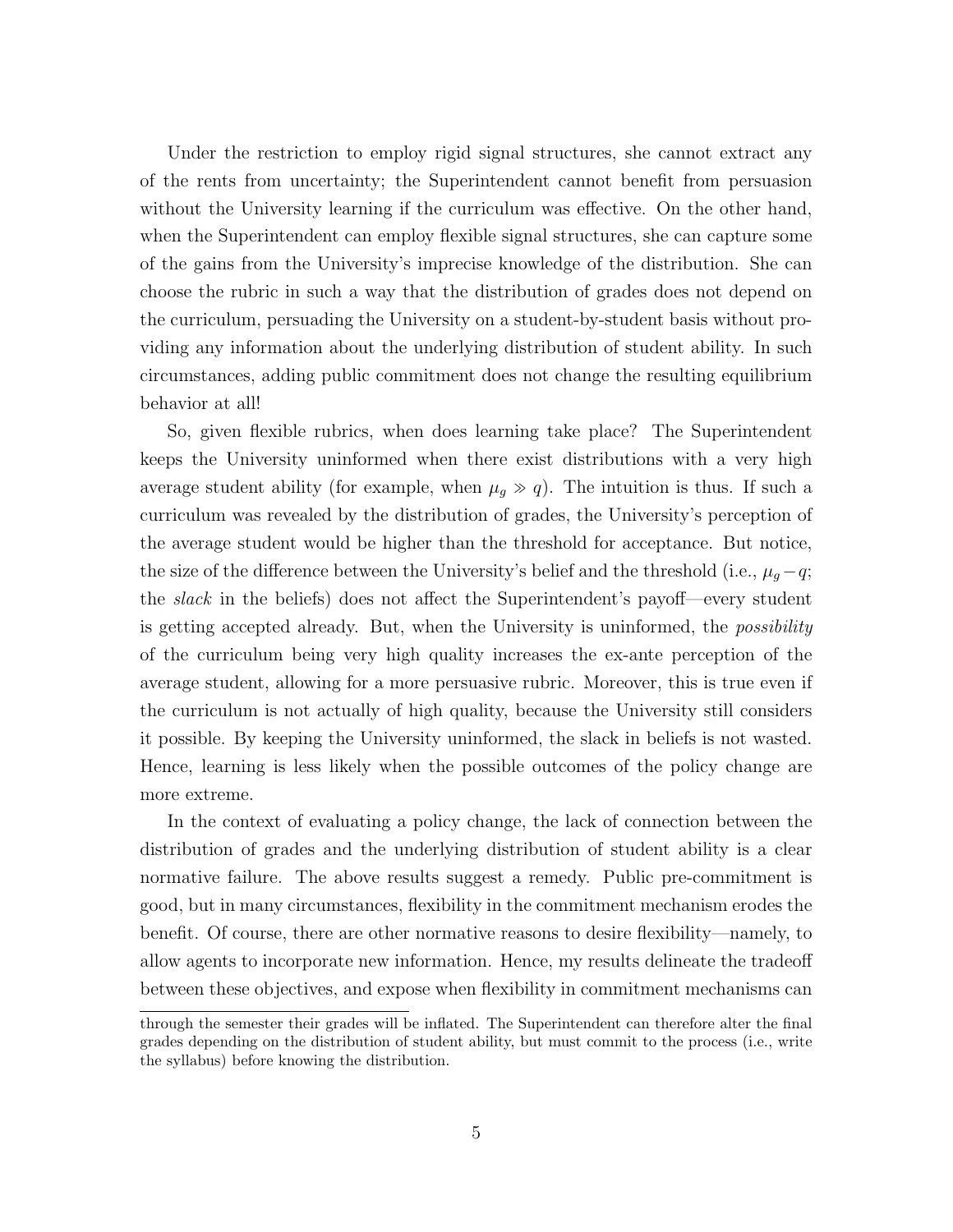Under the restriction to employ rigid signal structures, she cannot extract any of the rents from uncertainty; the Superintendent cannot benefit from persuasion without the University learning if the curriculum was effective. On the other hand, when the Superintendent can employ flexible signal structures, she can capture some of the gains from the University's imprecise knowledge of the distribution. She can choose the rubric in such a way that the distribution of grades does not depend on the curriculum, persuading the University on a student-by-student basis without providing any information about the underlying distribution of student ability. In such circumstances, adding public commitment does not change the resulting equilibrium behavior at all!

So, given flexible rubrics, when does learning take place? The Superintendent keeps the University uninformed when there exist distributions with a very high average student ability (for example, when $\mu_g \gg q$). The intuition is thus. If such a curriculum was revealed by the distribution of grades, the University's perception of the average student would be higher than the threshold for acceptance. But notice, the size of the difference between the University's belief and the threshold (i.e., $\mu_g - q$; the *slack* in the beliefs) does not affect the Superintendent's payoff—every student is getting accepted already. But, when the University is uninformed, the *possibility* of the curriculum being very high quality increases the ex-ante perception of the average student, allowing for a more persuasive rubric. Moreover, this is true even if the curriculum is not actually of high quality, because the University still considers it possible. By keeping the University uninformed, the slack in beliefs is not wasted. Hence, learning is less likely when the possible outcomes of the policy change are more extreme.

In the context of evaluating a policy change, the lack of connection between the distribution of grades and the underlying distribution of student ability is a clear normative failure. The above results suggest a remedy. Public pre-commitment is good, but in many circumstances, flexibility in the commitment mechanism erodes the benefit. Of course, there are other normative reasons to desire flexibility—namely, to allow agents to incorporate new information. Hence, my results delineate the tradeoff between these objectives, and expose when flexibility in commitment mechanisms can

through the semester their grades will be inflated. The Superintendent can therefore alter the final grades depending on the distribution of student ability, but must commit to the process (i.e., write the syllabus) before knowing the distribution.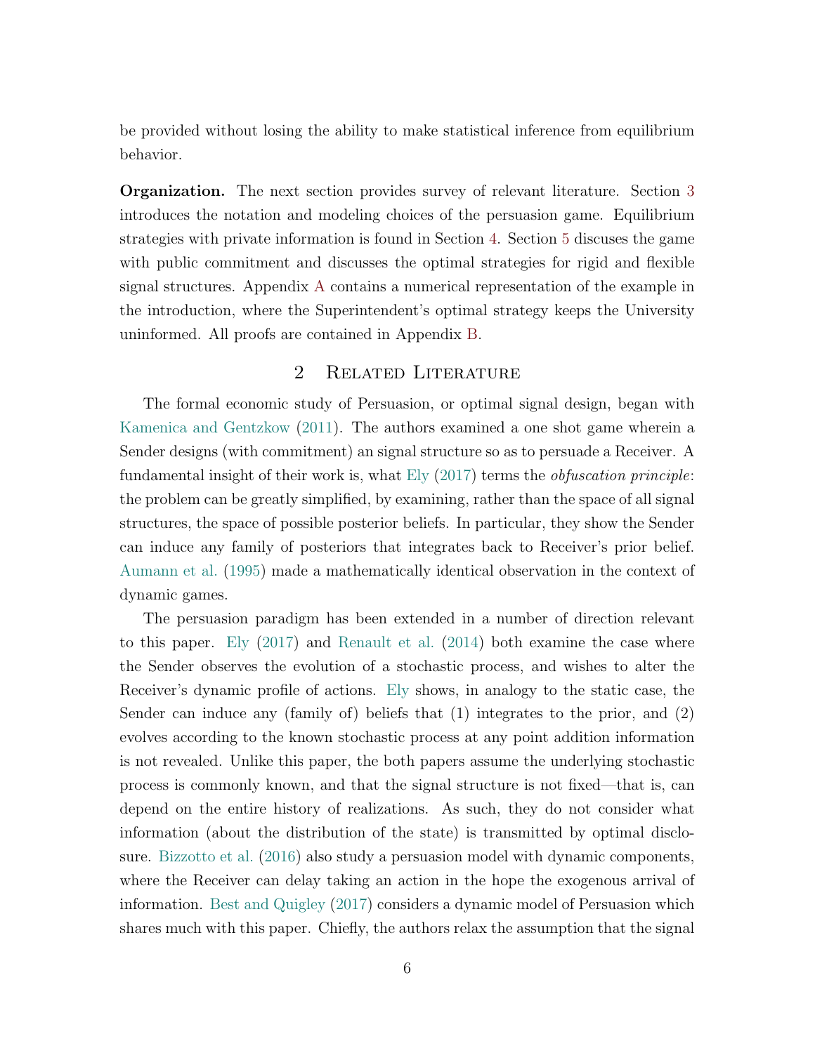be provided without losing the ability to make statistical inference from equilibrium behavior.

**Organization.** The next section provides survey of relevant literature. Section 3 introduces the notation and modeling choices of the persuasion game. Equilibrium strategies with private information is found in Section 4. Section 5 discuses the game with public commitment and discusses the optimal strategies for rigid and flexible signal structures. Appendix A contains a numerical representation of the example in the introduction, where the Superintendent's optimal strategy keeps the University uninformed. All proofs are contained in Appendix B.

## 2 Related Literature

The formal economic study of Persuasion, or optimal signal design, began with Kamenica and Gentzkow (2011). The authors examined a one shot game wherein a Sender designs (with commitment) an signal structure so as to persuade a Receiver. A fundamental insight of their work is, what Ely (2017) terms the *obfuscation principle*: the problem can be greatly simplified, by examining, rather than the space of all signal structures, the space of possible posterior beliefs. In particular, they show the Sender can induce any family of posteriors that integrates back to Receiver's prior belief. Aumann et al. (1995) made a mathematically identical observation in the context of dynamic games.

The persuasion paradigm has been extended in a number of direction relevant to this paper. Ely (2017) and Renault et al. (2014) both examine the case where the Sender observes the evolution of a stochastic process, and wishes to alter the Receiver's dynamic profile of actions. Ely shows, in analogy to the static case, the Sender can induce any (family of) beliefs that (1) integrates to the prior, and (2) evolves according to the known stochastic process at any point addition information is not revealed. Unlike this paper, the both papers assume the underlying stochastic process is commonly known, and that the signal structure is not fixed—that is, can depend on the entire history of realizations. As such, they do not consider what information (about the distribution of the state) is transmitted by optimal disclosure. Bizzotto et al. (2016) also study a persuasion model with dynamic components, where the Receiver can delay taking an action in the hope the exogenous arrival of information. Best and Quigley (2017) considers a dynamic model of Persuasion which shares much with this paper. Chiefly, the authors relax the assumption that the signal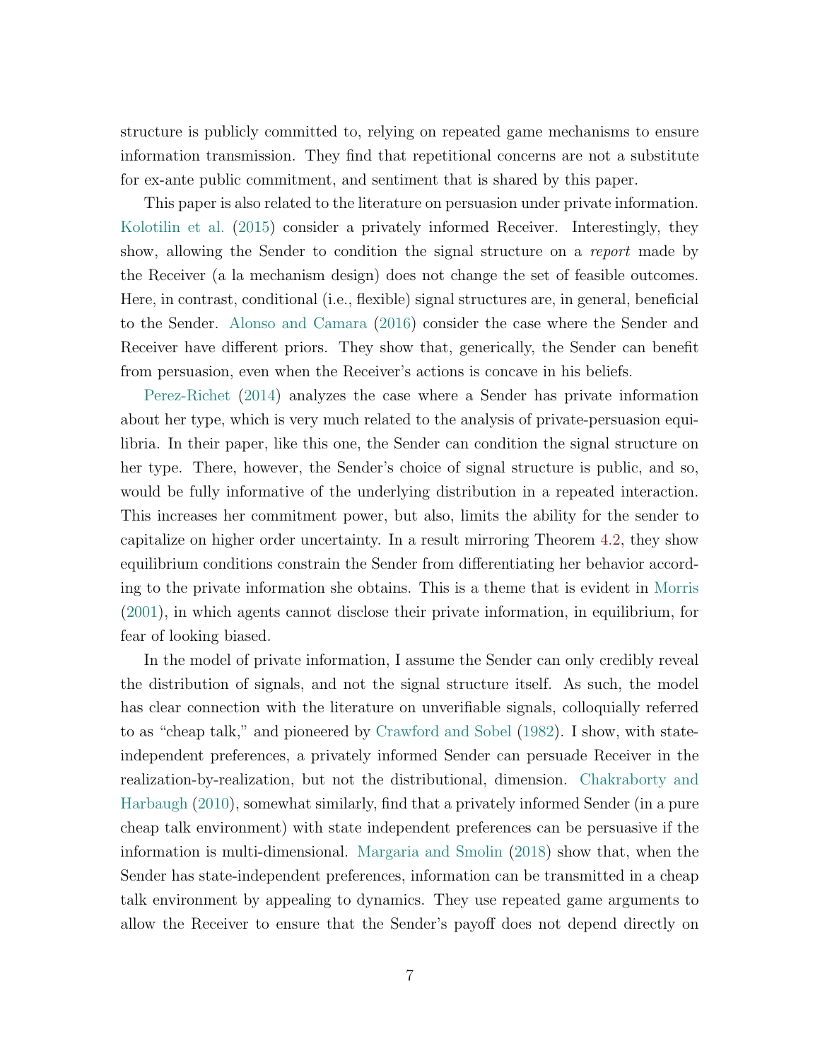structure is publicly committed to, relying on repeated game mechanisms to ensure information transmission. They find that repetitional concerns are not a substitute for ex-ante public commitment, and sentiment that is shared by this paper.

This paper is also related to the literature on persuasion under private information. Kolotilin et al. (2015) consider a privately informed Receiver. Interestingly, they show, allowing the Sender to condition the signal structure on a *report* made by the Receiver (a la mechanism design) does not change the set of feasible outcomes. Here, in contrast, conditional (i.e., flexible) signal structures are, in general, beneficial to the Sender. Alonso and Camara (2016) consider the case where the Sender and Receiver have different priors. They show that, generically, the Sender can benefit from persuasion, even when the Receiver's actions is concave in his beliefs.

Perez-Richet (2014) analyzes the case where a Sender has private information about her type, which is very much related to the analysis of private-persuasion equilibria. In their paper, like this one, the Sender can condition the signal structure on her type. There, however, the Sender's choice of signal structure is public, and so, would be fully informative of the underlying distribution in a repeated interaction. This increases her commitment power, but also, limits the ability for the sender to capitalize on higher order uncertainty. In a result mirroring Theorem 4.2, they show equilibrium conditions constrain the Sender from differentiating her behavior according to the private information she obtains. This is a theme that is evident in Morris (2001), in which agents cannot disclose their private information, in equilibrium, for fear of looking biased.

In the model of private information, I assume the Sender can only credibly reveal the distribution of signals, and not the signal structure itself. As such, the model has clear connection with the literature on unverifiable signals, colloquially referred to as "cheap talk," and pioneered by Crawford and Sobel (1982). I show, with state-independent preferences, a privately informed Sender can persuade Receiver in the realization-by-realization, but not the distributional, dimension. Chakraborty and Harbaugh (2010), somewhat similarly, find that a privately informed Sender (in a pure cheap talk environment) with state independent preferences can be persuasive if the information is multi-dimensional. Margaria and Smolin (2018) show that, when the Sender has state-independent preferences, information can be transmitted in a cheap talk environment by appealing to dynamics. They use repeated game arguments to allow the Receiver to ensure that the Sender's payoff does not depend directly on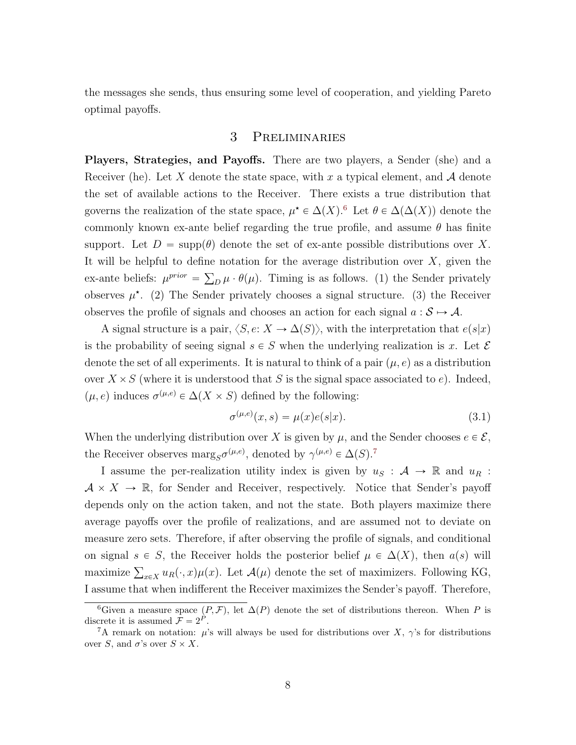the messages she sends, thus ensuring some level of cooperation, and yielding Pareto optimal payoffs.

## 3 Preliminaries

**Players, Strategies, and Payoffs.** There are two players, a Sender (she) and a Receiver (he). Let $X$ denote the state space, with $x$ a typical element, and $\mathcal{A}$ denote the set of available actions to the Receiver. There exists a true distribution that governs the realization of the state space, $\mu^\star \in \Delta(X)$.[6] Let $\theta \in \Delta(\Delta(X))$ denote the commonly known ex-ante belief regarding the true profile, and assume $\theta$ has finite support. Let $D = \text{supp}(\theta)$ denote the set of ex-ante possible distributions over $X$. It will be helpful to define notation for the average distribution over $X$, given the ex-ante beliefs: $\mu^{prior} = \sum_D \mu \cdot \theta(\mu)$. Timing is as follows. (1) the Sender privately observes $\mu^\star$. (2) The Sender privately chooses a signal structure. (3) the Receiver observes the profile of signals and chooses an action for each signal $a : \mathcal{S} \mapsto \mathcal{A}$.

A signal structure is a pair, $\langle S, e \colon X \to \Delta(S) \rangle$, with the interpretation that $e(s|x)$ is the probability of seeing signal $s \in S$ when the underlying realization is $x$. Let $\mathcal{E}$ denote the set of all experiments. It is natural to think of a pair $(\mu, e)$ as a distribution over $X \times S$ (where it is understood that $S$ is the signal space associated to $e$). Indeed, $(\mu, e)$ induces $\sigma^{(\mu,e)} \in \Delta(X \times S)$ defined by the following:

$$\sigma^{(\mu,e)}(x, s) = \mu(x)e(s|x). \tag{3.1}$$

When the underlying distribution over $X$ is given by $\mu$, and the Sender chooses $e \in \mathcal{E}$, the Receiver observes $\text{marg}_S \sigma^{(\mu,e)}$, denoted by $\gamma^{(\mu,e)} \in \Delta(S)$.[7]

I assume the per-realization utility index is given by $u_S : \mathcal{A} \to \mathbb{R}$ and $u_R : \mathcal{A} \times X \to \mathbb{R}$, for Sender and Receiver, respectively. Notice that Sender's payoff depends only on the action taken, and not the state. Both players maximize there average payoffs over the profile of realizations, and are assumed not to deviate on measure zero sets. Therefore, if after observing the profile of signals, and conditional on signal $s \in S$, the Receiver holds the posterior belief $\mu \in \Delta(X)$, then $a(s)$ will maximize $\sum_{x \in X} u_R(\cdot, x)\mu(x)$. Let $\mathcal{A}(\mu)$ denote the set of maximizers. Following KG, I assume that when indifferent the Receiver maximizes the Sender's payoff. Therefore,

---

[6] Given a measure space $(P, \mathcal{F})$, let $\Delta(P)$ denote the set of distributions thereon. When $P$ is discrete it is assumed $\mathcal{F} = 2^P$.

[7] A remark on notation: $\mu$'s will always be used for distributions over $X$, $\gamma$'s for distributions over $S$, and $\sigma$'s over $S \times X$.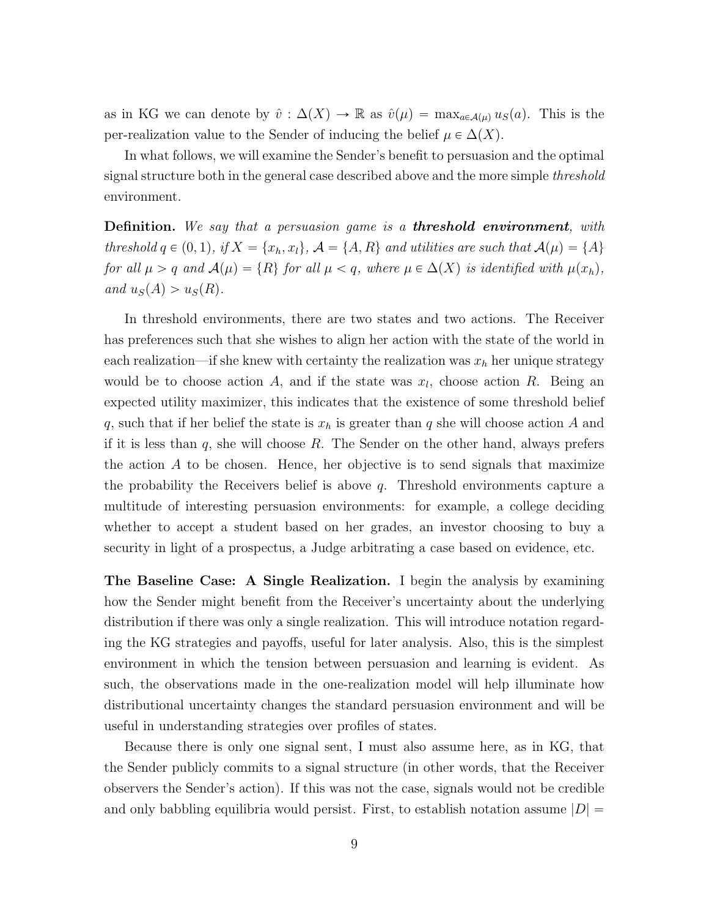as in KG we can denote by $\hat{v} : \Delta(X) \to \mathbb{R}$ as $\hat{v}(\mu) = \max_{a \in \mathcal{A}(\mu)} u_S(a)$. This is the per-realization value to the Sender of inducing the belief $\mu \in \Delta(X)$.

In what follows, we will examine the Sender's benefit to persuasion and the optimal signal structure both in the general case described above and the more simple *threshold* environment.

**Definition.** *We say that a persuasion game is a* ***threshold environment****, with threshold* $q \in (0, 1)$*, if* $X = \{x_h, x_l\}$*,* $\mathcal{A} = \{A, R\}$ *and utilities are such that* $\mathcal{A}(\mu) = \{A\}$ *for all* $\mu > q$ *and* $\mathcal{A}(\mu) = \{R\}$ *for all* $\mu < q$*, where* $\mu \in \Delta(X)$ *is identified with* $\mu(x_h)$*, and* $u_S(A) > u_S(R)$*.*

In threshold environments, there are two states and two actions. The Receiver has preferences such that she wishes to align her action with the state of the world in each realization—if she knew with certainty the realization was $x_h$ her unique strategy would be to choose action $A$, and if the state was $x_l$, choose action $R$. Being an expected utility maximizer, this indicates that the existence of some threshold belief $q$, such that if her belief the state is $x_h$ is greater than $q$ she will choose action $A$ and if it is less than $q$, she will choose $R$. The Sender on the other hand, always prefers the action $A$ to be chosen. Hence, her objective is to send signals that maximize the probability the Receivers belief is above $q$. Threshold environments capture a multitude of interesting persuasion environments: for example, a college deciding whether to accept a student based on her grades, an investor choosing to buy a security in light of a prospectus, a Judge arbitrating a case based on evidence, etc.

**The Baseline Case: A Single Realization.** I begin the analysis by examining how the Sender might benefit from the Receiver's uncertainty about the underlying distribution if there was only a single realization. This will introduce notation regarding the KG strategies and payoffs, useful for later analysis. Also, this is the simplest environment in which the tension between persuasion and learning is evident. As such, the observations made in the one-realization model will help illuminate how distributional uncertainty changes the standard persuasion environment and will be useful in understanding strategies over profiles of states.

Because there is only one signal sent, I must also assume here, as in KG, that the Sender publicly commits to a signal structure (in other words, that the Receiver observers the Sender's action). If this was not the case, signals would not be credible and only babbling equilibria would persist. First, to establish notation assume $|D| =$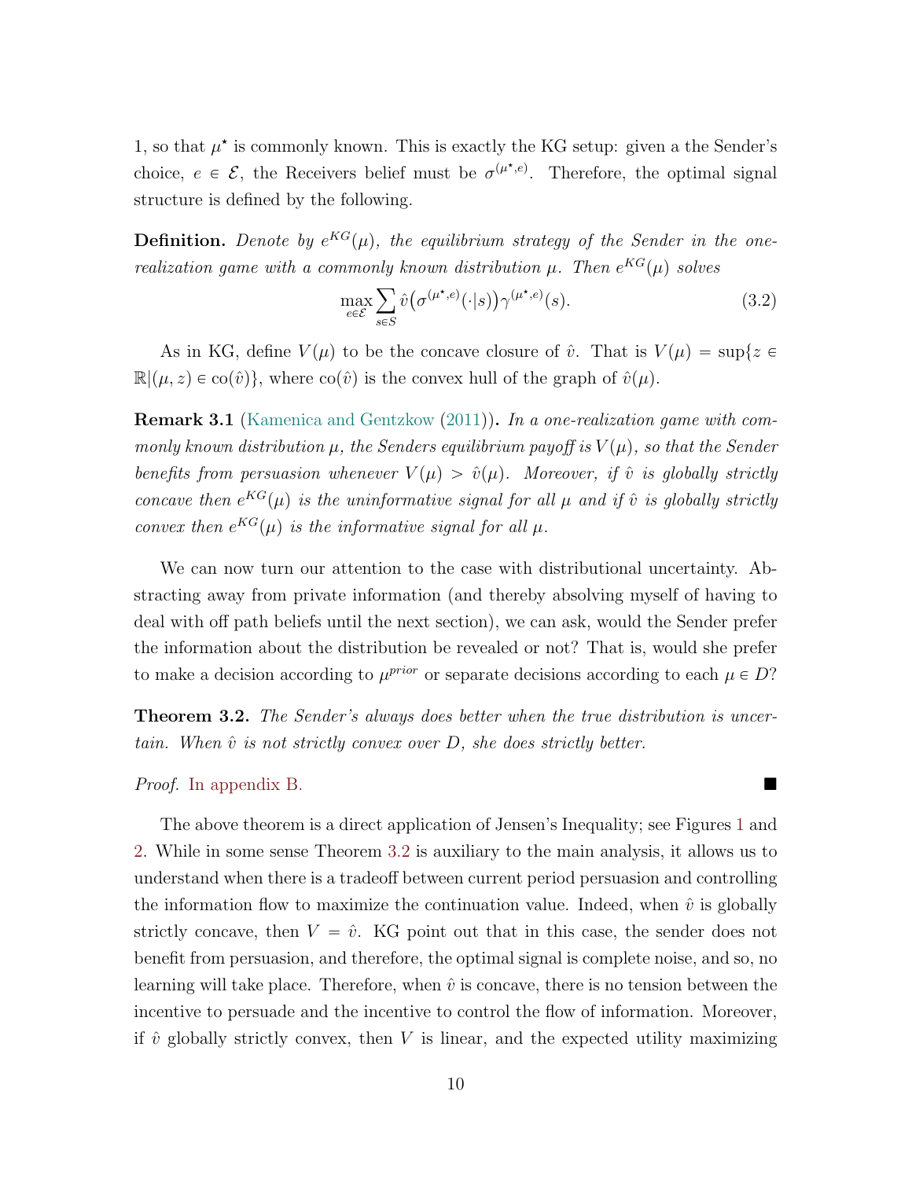1, so that $\mu^\star$ is commonly known. This is exactly the KG setup: given a the Sender's choice, $e \in \mathcal{E}$, the Receivers belief must be $\sigma^{(\mu^\star,e)}$. Therefore, the optimal signal structure is defined by the following.

**Definition.** *Denote by $e^{KG}(\mu)$, the equilibrium strategy of the Sender in the one-realization game with a commonly known distribution $\mu$. Then $e^{KG}(\mu)$ solves*

$$\max_{e \in \mathcal{E}} \sum_{s \in S} \hat{v}\big(\sigma^{(\mu^\star,e)}(\cdot|s)\big)\gamma^{(\mu^\star,e)}(s). \tag{3.2}$$

As in KG, define $V(\mu)$ to be the concave closure of $\hat{v}$. That is $V(\mu) = \sup\{z \in \mathbb{R} | (\mu, z) \in \text{co}(\hat{v})\}$, where $\text{co}(\hat{v})$ is the convex hull of the graph of $\hat{v}(\mu)$.

**Remark 3.1** (Kamenica and Gentzkow (2011))**.** *In a one-realization game with commonly known distribution $\mu$, the Senders equilibrium payoff is $V(\mu)$, so that the Sender benefits from persuasion whenever $V(\mu) > \hat{v}(\mu)$. Moreover, if $\hat{v}$ is globally strictly concave then $e^{KG}(\mu)$ is the uninformative signal for all $\mu$ and if $\hat{v}$ is globally strictly convex then $e^{KG}(\mu)$ is the informative signal for all $\mu$.*

We can now turn our attention to the case with distributional uncertainty. Abstracting away from private information (and thereby absolving myself of having to deal with off path beliefs until the next section), we can ask, would the Sender prefer the information about the distribution be revealed or not? That is, would she prefer to make a decision according to $\mu^{prior}$ or separate decisions according to each $\mu \in D$?

**Theorem 3.2.** *The Sender's always does better when the true distribution is uncertain. When $\hat{v}$ is not strictly convex over $D$, she does strictly better.*

*Proof.* In appendix B. ■

The above theorem is a direct application of Jensen's Inequality; see Figures 1 and 2. While in some sense Theorem 3.2 is auxiliary to the main analysis, it allows us to understand when there is a tradeoff between current period persuasion and controlling the information flow to maximize the continuation value. Indeed, when $\hat{v}$ is globally strictly concave, then $V = \hat{v}$. KG point out that in this case, the sender does not benefit from persuasion, and therefore, the optimal signal is complete noise, and so, no learning will take place. Therefore, when $\hat{v}$ is concave, there is no tension between the incentive to persuade and the incentive to control the flow of information. Moreover, if $\hat{v}$ globally strictly convex, then $V$ is linear, and the expected utility maximizing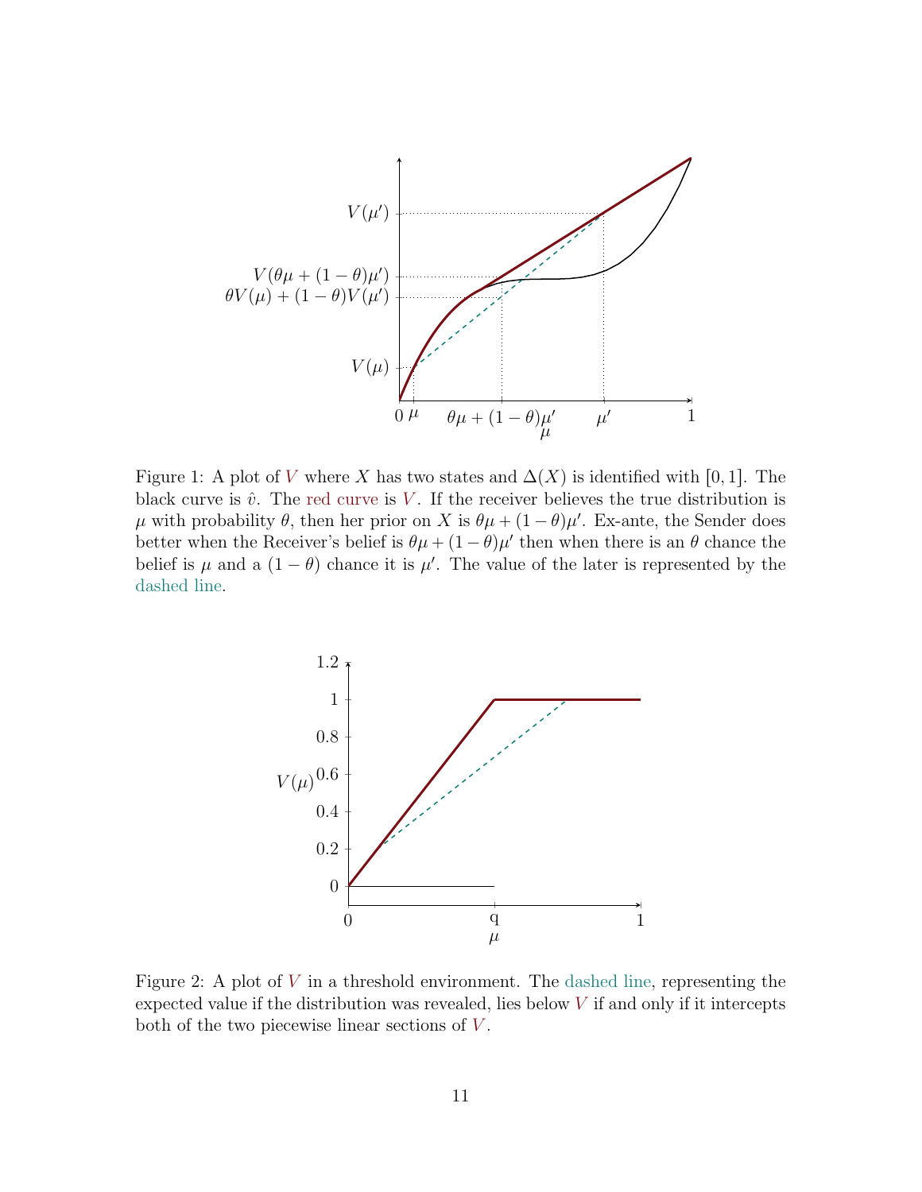Figure 1: A plot of $V$ where $X$ has two states and $\Delta(X)$ is identified with $[0, 1]$. The black curve is $\hat{v}$. The red curve is $V$. If the receiver believes the true distribution is $\mu$ with probability $\theta$, then her prior on $X$ is $\theta\mu + (1-\theta)\mu'$. Ex-ante, the Sender does better when the Receiver's belief is $\theta\mu + (1-\theta)\mu'$ then when there is an $\theta$ chance the belief is $\mu$ and a $(1-\theta)$ chance it is $\mu'$. The value of the later is represented by the dashed line.

Figure 2: A plot of $V$ in a threshold environment. The dashed line, representing the expected value if the distribution was revealed, lies below $V$ if and only if it intercepts both of the two piecewise linear sections of $V$.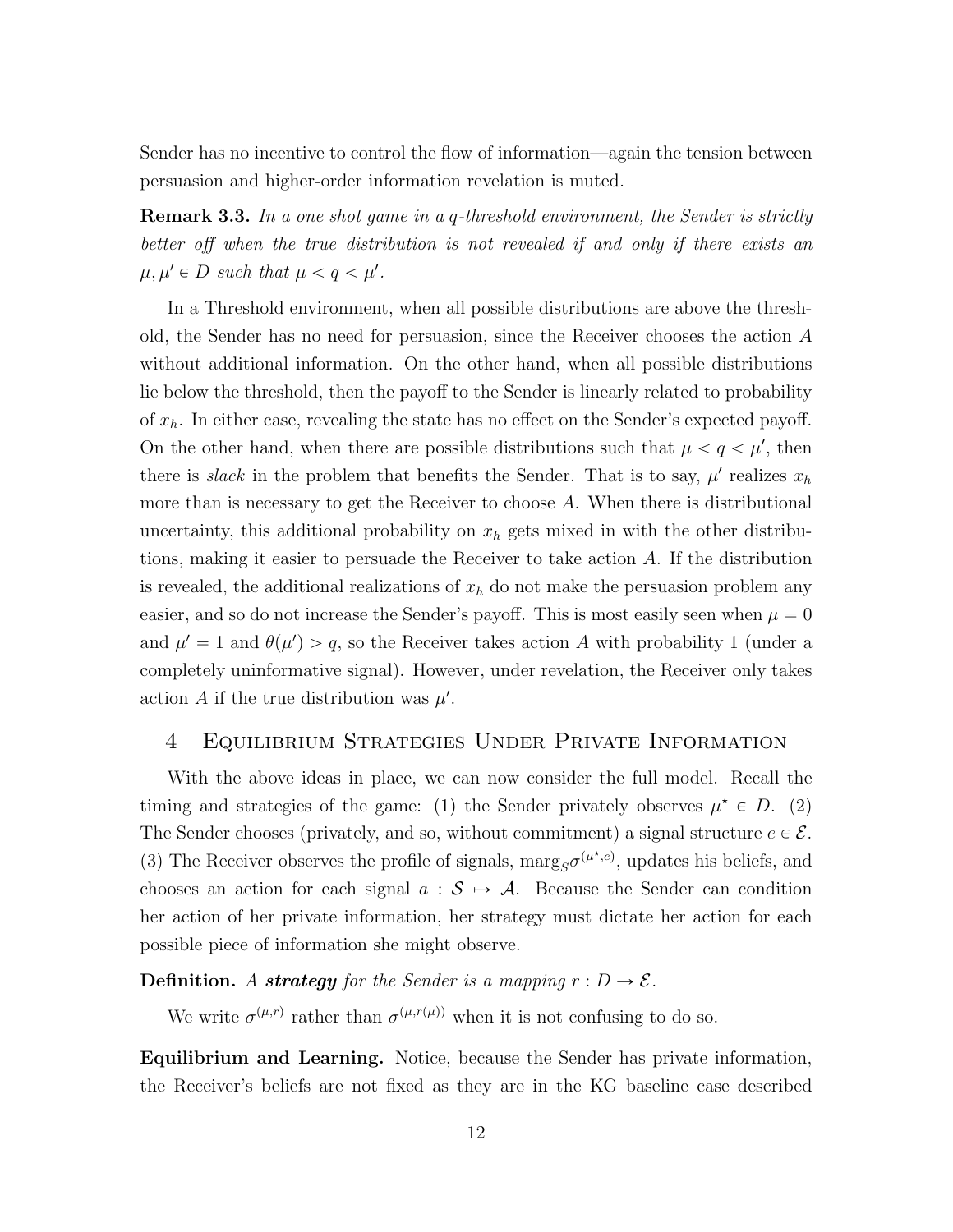Sender has no incentive to control the flow of information—again the tension between persuasion and higher-order information revelation is muted.

**Remark 3.3.** *In a one shot game in a q-threshold environment, the Sender is strictly better off when the true distribution is not revealed if and only if there exists an* $\mu, \mu' \in D$ *such that* $\mu < q < \mu'$*.*

In a Threshold environment, when all possible distributions are above the threshold, the Sender has no need for persuasion, since the Receiver chooses the action $A$ without additional information. On the other hand, when all possible distributions lie below the threshold, then the payoff to the Sender is linearly related to probability of $x_h$. In either case, revealing the state has no effect on the Sender's expected payoff. On the other hand, when there are possible distributions such that $\mu < q < \mu'$, then there is *slack* in the problem that benefits the Sender. That is to say, $\mu'$ realizes $x_h$ more than is necessary to get the Receiver to choose $A$. When there is distributional uncertainty, this additional probability on $x_h$ gets mixed in with the other distributions, making it easier to persuade the Receiver to take action $A$. If the distribution is revealed, the additional realizations of $x_h$ do not make the persuasion problem any easier, and so do not increase the Sender's payoff. This is most easily seen when $\mu = 0$ and $\mu' = 1$ and $\theta(\mu') > q$, so the Receiver takes action $A$ with probability 1 (under a completely uninformative signal). However, under revelation, the Receiver only takes action $A$ if the true distribution was $\mu'$.

# 4 Equilibrium Strategies Under Private Information

With the above ideas in place, we can now consider the full model. Recall the timing and strategies of the game: (1) the Sender privately observes $\mu^\star \in D$. (2) The Sender chooses (privately, and so, without commitment) a signal structure $e \in \mathcal{E}$. (3) The Receiver observes the profile of signals, $\text{marg}_{\mathcal{S}}\sigma^{(\mu^\star,e)}$, updates his beliefs, and chooses an action for each signal $a : \mathcal{S} \mapsto \mathcal{A}$. Because the Sender can condition her action of her private information, her strategy must dictate her action for each possible piece of information she might observe.

**Definition.** *A **strategy** for the Sender is a mapping* $r : D \to \mathcal{E}$*.*

We write $\sigma^{(\mu,r)}$ rather than $\sigma^{(\mu,r(\mu))}$ when it is not confusing to do so.

**Equilibrium and Learning.** Notice, because the Sender has private information, the Receiver's beliefs are not fixed as they are in the KG baseline case described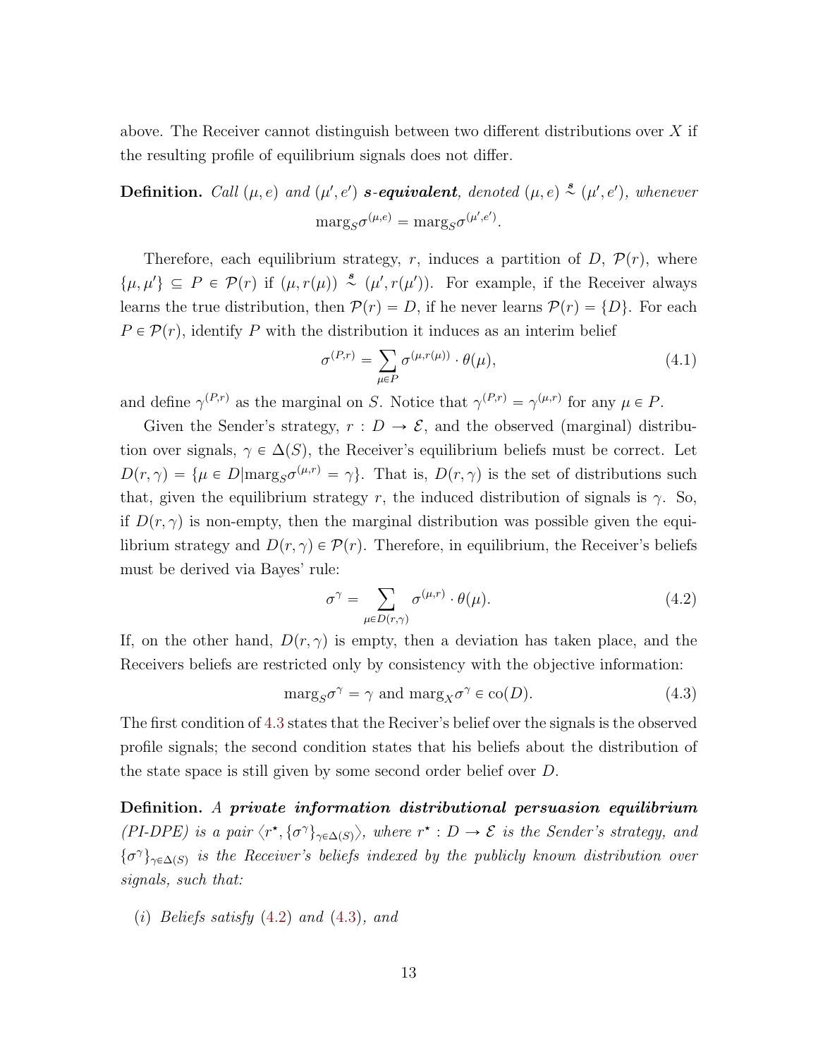above. The Receiver cannot distinguish between two different distributions over $X$ if the resulting profile of equilibrium signals does not differ.

**Definition.** *Call* $(\mu, e)$ *and* $(\mu', e')$ ***s-equivalent****, denoted* $(\mu, e) \overset{s}{\sim} (\mu', e')$*, whenever*

$$\text{marg}_S \sigma^{(\mu,e)} = \text{marg}_S \sigma^{(\mu',e')}.$$

Therefore, each equilibrium strategy, $r$, induces a partition of $D$, $\mathcal{P}(r)$, where $\{\mu, \mu'\} \subseteq P \in \mathcal{P}(r)$ if $(\mu, r(\mu)) \overset{s}{\sim} (\mu', r(\mu'))$. For example, if the Receiver always learns the true distribution, then $\mathcal{P}(r) = D$, if he never learns $\mathcal{P}(r) = \{D\}$. For each $P \in \mathcal{P}(r)$, identify $P$ with the distribution it induces as an interim belief

$$\sigma^{(P,r)} = \sum_{\mu \in P} \sigma^{(\mu, r(\mu))} \cdot \theta(\mu), \tag{4.1}$$

and define $\gamma^{(P,r)}$ as the marginal on $S$. Notice that $\gamma^{(P,r)} = \gamma^{(\mu,r)}$ for any $\mu \in P$.

Given the Sender's strategy, $r : D \to \mathcal{E}$, and the observed (marginal) distribution over signals, $\gamma \in \Delta(S)$, the Receiver's equilibrium beliefs must be correct. Let $D(r, \gamma) = \{\mu \in D | \text{marg}_S \sigma^{(\mu,r)} = \gamma\}$. That is, $D(r, \gamma)$ is the set of distributions such that, given the equilibrium strategy $r$, the induced distribution of signals is $\gamma$. So, if $D(r, \gamma)$ is non-empty, then the marginal distribution was possible given the equilibrium strategy and $D(r, \gamma) \in \mathcal{P}(r)$. Therefore, in equilibrium, the Receiver's beliefs must be derived via Bayes' rule:

$$\sigma^{\gamma} = \sum_{\mu \in D(r,\gamma)} \sigma^{(\mu,r)} \cdot \theta(\mu). \tag{4.2}$$

If, on the other hand, $D(r, \gamma)$ is empty, then a deviation has taken place, and the Receivers beliefs are restricted only by consistency with the objective information:

$$\text{marg}_S \sigma^{\gamma} = \gamma \text{ and } \text{marg}_X \sigma^{\gamma} \in \text{co}(D). \tag{4.3}$$

The first condition of 4.3 states that the Reciver's belief over the signals is the observed profile signals; the second condition states that his beliefs about the distribution of the state space is still given by some second order belief over $D$.

**Definition.** *A* ***private information distributional persuasion equilibrium*** *(PI-DPE) is a pair* $\langle r^\star, \{\sigma^\gamma\}_{\gamma \in \Delta(S)} \rangle$*, where* $r^\star : D \to \mathcal{E}$ *is the Sender's strategy, and* $\{\sigma^\gamma\}_{\gamma \in \Delta(S)}$ *is the Receiver's beliefs indexed by the publicly known distribution over signals, such that:*

*(i) Beliefs satisfy* (4.2) *and* (4.3)*, and*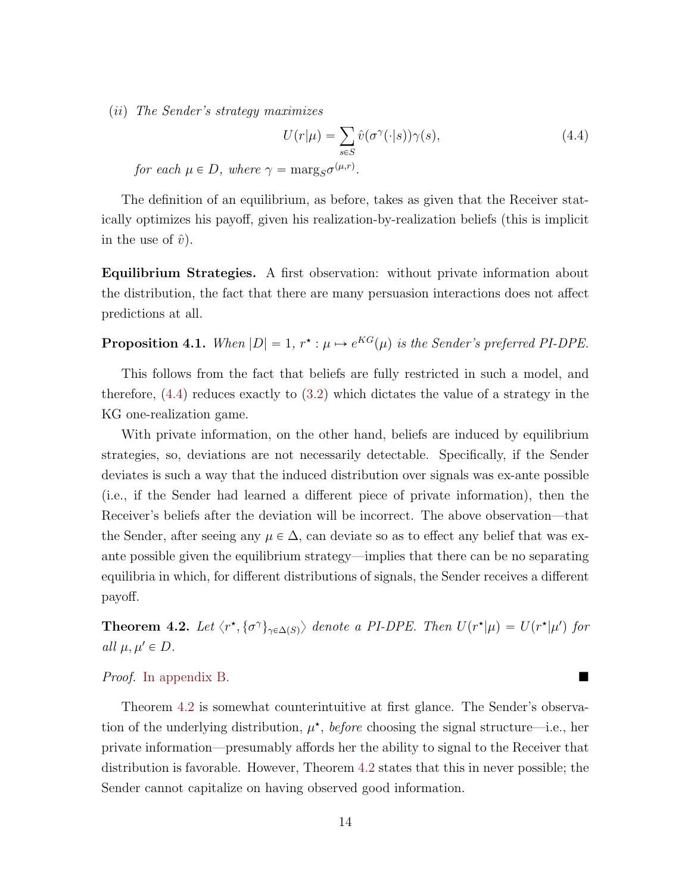(*ii*) *The Sender's strategy maximizes*

$$U(r|\mu) = \sum_{s \in S} \hat{v}(\sigma^{\gamma}(\cdot|s))\gamma(s), \tag{4.4}$$

*for each* $\mu \in D$*, where* $\gamma = \text{marg}_S \sigma^{(\mu,r)}$.

The definition of an equilibrium, as before, takes as given that the Receiver statically optimizes his payoff, given his realization-by-realization beliefs (this is implicit in the use of $\hat{v}$).

**Equilibrium Strategies.** A first observation: without private information about the distribution, the fact that there are many persuasion interactions does not affect predictions at all.

**Proposition 4.1.** *When* $|D| = 1$, $r^\star : \mu \mapsto e^{KG}(\mu)$ *is the Sender's preferred PI-DPE.*

This follows from the fact that beliefs are fully restricted in such a model, and therefore, (4.4) reduces exactly to (3.2) which dictates the value of a strategy in the KG one-realization game.

With private information, on the other hand, beliefs are induced by equilibrium strategies, so, deviations are not necessarily detectable. Specifically, if the Sender deviates is such a way that the induced distribution over signals was ex-ante possible (i.e., if the Sender had learned a different piece of private information), then the Receiver's beliefs after the deviation will be incorrect. The above observation—that the Sender, after seeing any $\mu \in \Delta$, can deviate so as to effect any belief that was ex-ante possible given the equilibrium strategy—implies that there can be no separating equilibria in which, for different distributions of signals, the Sender receives a different payoff.

**Theorem 4.2.** *Let* $\langle r^\star, \{\sigma^\gamma\}_{\gamma \in \Delta(S)} \rangle$ *denote a PI-DPE. Then* $U(r^\star|\mu) = U(r^\star|\mu')$ *for all* $\mu, \mu' \in D$.

*Proof.* In appendix B. ∎

Theorem 4.2 is somewhat counterintuitive at first glance. The Sender's observation of the underlying distribution, $\mu^\star$, *before* choosing the signal structure—i.e., her private information—presumably affords her the ability to signal to the Receiver that distribution is favorable. However, Theorem 4.2 states that this in never possible; the Sender cannot capitalize on having observed good information.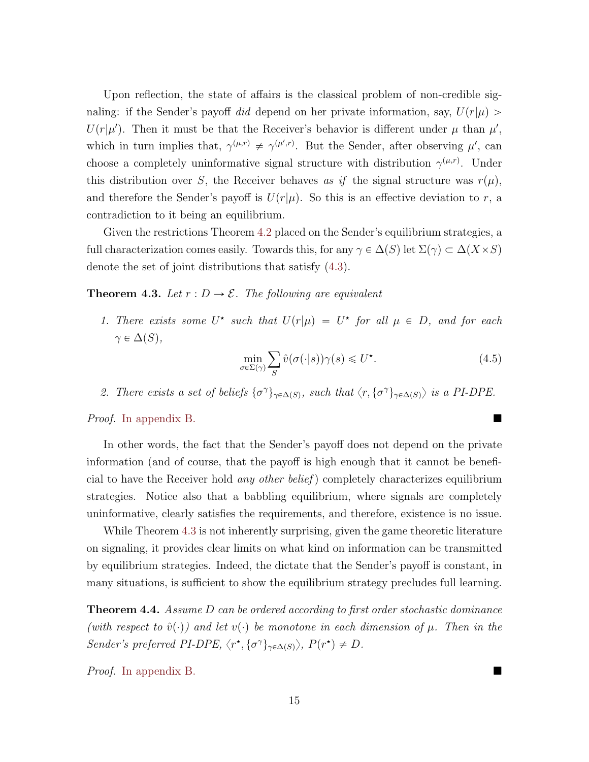Upon reflection, the state of affairs is the classical problem of non-credible signaling: if the Sender's payoff *did* depend on her private information, say, $U(r|\mu) > U(r|\mu')$. Then it must be that the Receiver's behavior is different under $\mu$ than $\mu'$, which in turn implies that, $\gamma^{(\mu,r)} \neq \gamma^{(\mu',r)}$. But the Sender, after observing $\mu'$, can choose a completely uninformative signal structure with distribution $\gamma^{(\mu,r)}$. Under this distribution over $S$, the Receiver behaves *as if* the signal structure was $r(\mu)$, and therefore the Sender's payoff is $U(r|\mu)$. So this is an effective deviation to $r$, a contradiction to it being an equilibrium.

Given the restrictions Theorem 4.2 placed on the Sender's equilibrium strategies, a full characterization comes easily. Towards this, for any $\gamma \in \Delta(S)$ let $\Sigma(\gamma) \subset \Delta(X \times S)$ denote the set of joint distributions that satisfy (4.3).

**Theorem 4.3.** *Let $r : D \to \mathcal{E}$. The following are equivalent*

1. *There exists some $U^\star$ such that $U(r|\mu) = U^\star$ for all $\mu \in D$, and for each $\gamma \in \Delta(S)$,*
$$\min_{\sigma \in \Sigma(\gamma)} \sum_S \hat{v}(\sigma(\cdot|s))\gamma(s) \leqslant U^\star. \tag{4.5}$$
2. *There exists a set of beliefs $\{\sigma^\gamma\}_{\gamma \in \Delta(S)}$, such that $\langle r, \{\sigma^\gamma\}_{\gamma \in \Delta(S)}\rangle$ is a PI-DPE.*

*Proof.* In appendix B. ■

In other words, the fact that the Sender's payoff does not depend on the private information (and of course, that the payoff is high enough that it cannot be beneficial to have the Receiver hold *any other belief*) completely characterizes equilibrium strategies. Notice also that a babbling equilibrium, where signals are completely uninformative, clearly satisfies the requirements, and therefore, existence is no issue.

While Theorem 4.3 is not inherently surprising, given the game theoretic literature on signaling, it provides clear limits on what kind on information can be transmitted by equilibrium strategies. Indeed, the dictate that the Sender's payoff is constant, in many situations, is sufficient to show the equilibrium strategy precludes full learning.

**Theorem 4.4.** *Assume $D$ can be ordered according to first order stochastic dominance (with respect to $\hat{v}(\cdot)$) and let $v(\cdot)$ be monotone in each dimension of $\mu$. Then in the Sender's preferred PI-DPE, $\langle r^\star, \{\sigma^\gamma\}_{\gamma \in \Delta(S)}\rangle$, $P(r^\star) \neq D$.*

*Proof.* In appendix B. ■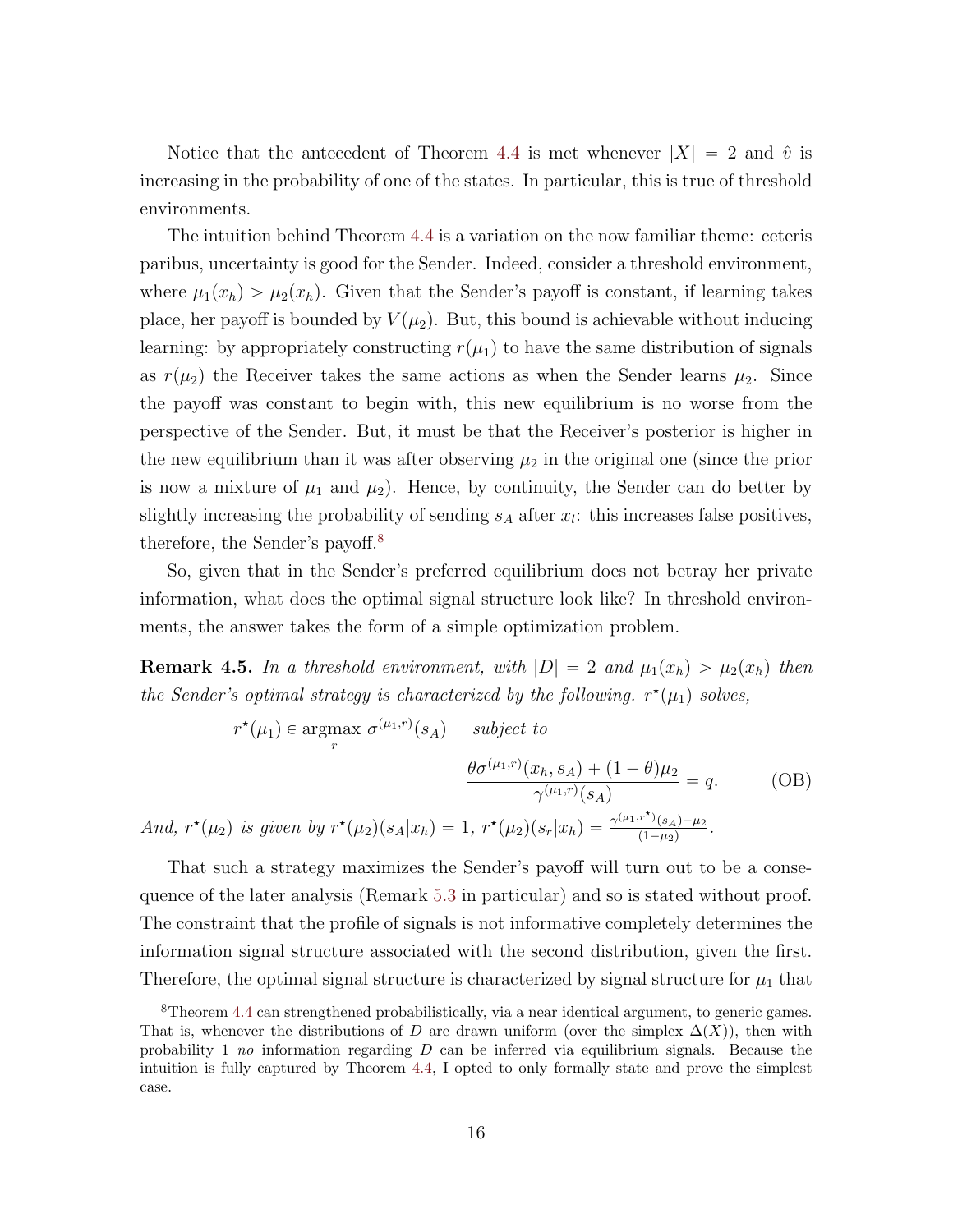Notice that the antecedent of Theorem 4.4 is met whenever $|X| = 2$ and $\hat{v}$ is increasing in the probability of one of the states. In particular, this is true of threshold environments.

The intuition behind Theorem 4.4 is a variation on the now familiar theme: ceteris paribus, uncertainty is good for the Sender. Indeed, consider a threshold environment, where $\mu_1(x_h) > \mu_2(x_h)$. Given that the Sender's payoff is constant, if learning takes place, her payoff is bounded by $V(\mu_2)$. But, this bound is achievable without inducing learning: by appropriately constructing $r(\mu_1)$ to have the same distribution of signals as $r(\mu_2)$ the Receiver takes the same actions as when the Sender learns $\mu_2$. Since the payoff was constant to begin with, this new equilibrium is no worse from the perspective of the Sender. But, it must be that the Receiver's posterior is higher in the new equilibrium than it was after observing $\mu_2$ in the original one (since the prior is now a mixture of $\mu_1$ and $\mu_2$). Hence, by continuity, the Sender can do better by slightly increasing the probability of sending $s_A$ after $x_l$: this increases false positives, therefore, the Sender's payoff.[8]

So, given that in the Sender's preferred equilibrium does not betray her private information, what does the optimal signal structure look like? In threshold environments, the answer takes the form of a simple optimization problem.

**Remark 4.5.** *In a threshold environment, with $|D| = 2$ and $\mu_1(x_h) > \mu_2(x_h)$ then the Sender's optimal strategy is characterized by the following. $r^\star(\mu_1)$ solves,*

$$r^\star(\mu_1) \in \underset{r}{\operatorname{argmax}}\ \sigma^{(\mu_1,r)}(s_A) \quad \textit{subject to}$$

$$\frac{\theta\sigma^{(\mu_1,r)}(x_h, s_A) + (1-\theta)\mu_2}{\gamma^{(\mu_1,r)}(s_A)} = q. \qquad \text{(OB)}$$

*And, $r^\star(\mu_2)$ is given by $r^\star(\mu_2)(s_A|x_h) = 1$, $r^\star(\mu_2)(s_r|x_h) = \frac{\gamma^{(\mu_1,r^\star)}(s_A)-\mu_2}{(1-\mu_2)}$.*

That such a strategy maximizes the Sender's payoff will turn out to be a consequence of the later analysis (Remark 5.3 in particular) and so is stated without proof. The constraint that the profile of signals is not informative completely determines the information signal structure associated with the second distribution, given the first. Therefore, the optimal signal structure is characterized by signal structure for $\mu_1$ that

[8] Theorem 4.4 can strengthened probabilistically, via a near identical argument, to generic games. That is, whenever the distributions of $D$ are drawn uniform (over the simplex $\Delta(X)$), then with probability 1 *no* information regarding $D$ can be inferred via equilibrium signals. Because the intuition is fully captured by Theorem 4.4, I opted to only formally state and prove the simplest case.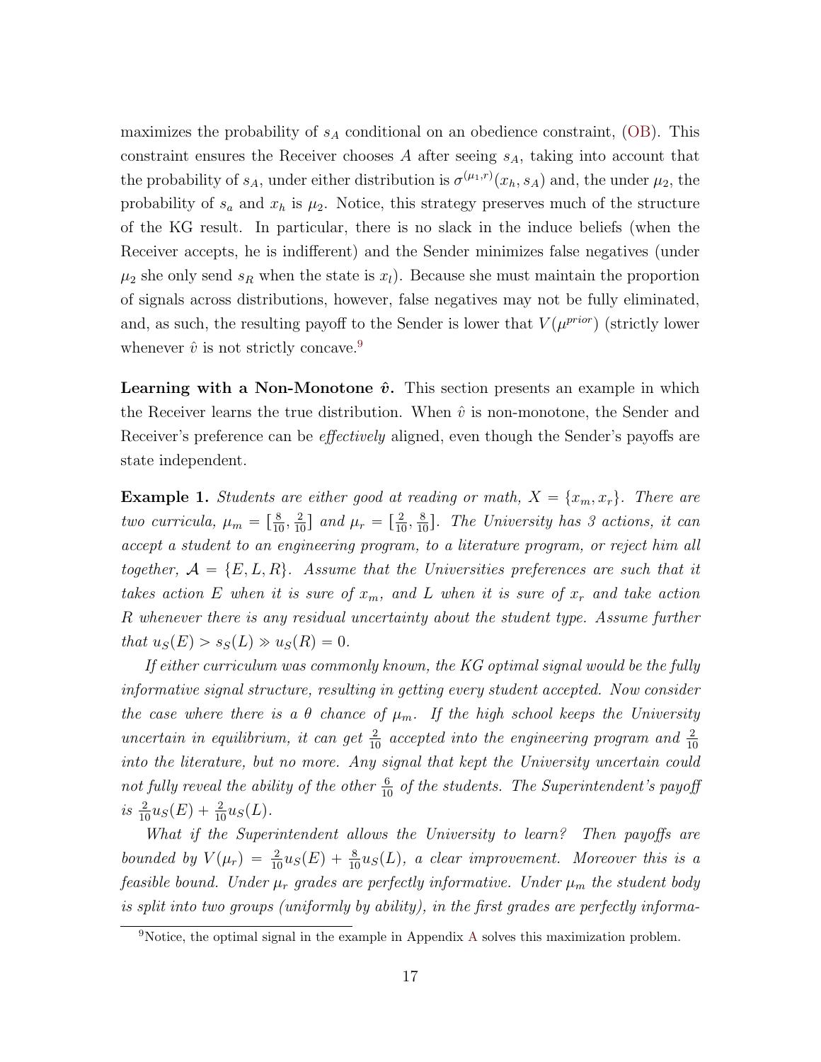maximizes the probability of $s_A$ conditional on an obedience constraint, (OB). This constraint ensures the Receiver chooses $A$ after seeing $s_A$, taking into account that the probability of $s_A$, under either distribution is $\sigma^{(\mu_1,r)}(x_h, s_A)$ and, the under $\mu_2$, the probability of $s_a$ and $x_h$ is $\mu_2$. Notice, this strategy preserves much of the structure of the KG result. In particular, there is no slack in the induce beliefs (when the Receiver accepts, he is indifferent) and the Sender minimizes false negatives (under $\mu_2$ she only send $s_R$ when the state is $x_l$). Because she must maintain the proportion of signals across distributions, however, false negatives may not be fully eliminated, and, as such, the resulting payoff to the Sender is lower that $V(\mu^{prior})$ (strictly lower whenever $\hat{v}$ is not strictly concave.[9]

**Learning with a Non-Monotone $\hat{v}$.** This section presents an example in which the Receiver learns the true distribution. When $\hat{v}$ is non-monotone, the Sender and Receiver's preference can be *effectively* aligned, even though the Sender's payoffs are state independent.

**Example 1.** *Students are either good at reading or math, $X = \{x_m, x_r\}$. There are two curricula, $\mu_m = [\frac{8}{10}, \frac{2}{10}]$ and $\mu_r = [\frac{2}{10}, \frac{8}{10}]$. The University has 3 actions, it can accept a student to an engineering program, to a literature program, or reject him all together, $\mathcal{A} = \{E, L, R\}$. Assume that the Universities preferences are such that it takes action $E$ when it is sure of $x_m$, and $L$ when it is sure of $x_r$ and take action $R$ whenever there is any residual uncertainty about the student type. Assume further that $u_S(E) > s_S(L) \gg u_S(R) = 0$.*

*If either curriculum was commonly known, the KG optimal signal would be the fully informative signal structure, resulting in getting every student accepted. Now consider the case where there is a $\theta$ chance of $\mu_m$. If the high school keeps the University uncertain in equilibrium, it can get $\frac{2}{10}$ accepted into the engineering program and $\frac{2}{10}$ into the literature, but no more. Any signal that kept the University uncertain could not fully reveal the ability of the other $\frac{6}{10}$ of the students. The Superintendent's payoff is $\frac{2}{10}u_S(E) + \frac{2}{10}u_S(L)$.*

*What if the Superintendent allows the University to learn? Then payoffs are bounded by $V(\mu_r) = \frac{2}{10}u_S(E) + \frac{8}{10}u_S(L)$, a clear improvement. Moreover this is a feasible bound. Under $\mu_r$ grades are perfectly informative. Under $\mu_m$ the student body is split into two groups (uniformly by ability), in the first grades are perfectly informa-*

[9]Notice, the optimal signal in the example in Appendix A solves this maximization problem.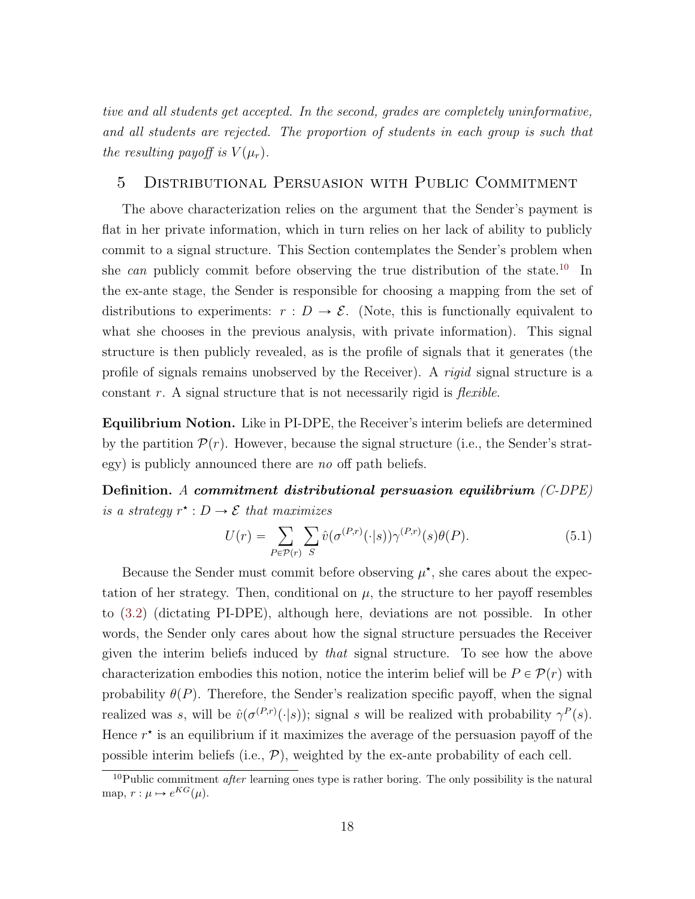*tive and all students get accepted. In the second, grades are completely uninformative, and all students are rejected. The proportion of students in each group is such that the resulting payoff is $V(\mu_r)$.*

# 5 Distributional Persuasion with Public Commitment

The above characterization relies on the argument that the Sender's payment is flat in her private information, which in turn relies on her lack of ability to publicly commit to a signal structure. This Section contemplates the Sender's problem when she *can* publicly commit before observing the true distribution of the state.[10] In the ex-ante stage, the Sender is responsible for choosing a mapping from the set of distributions to experiments: $r : D \to \mathcal{E}$. (Note, this is functionally equivalent to what she chooses in the previous analysis, with private information). This signal structure is then publicly revealed, as is the profile of signals that it generates (the profile of signals remains unobserved by the Receiver). A *rigid* signal structure is a constant $r$. A signal structure that is not necessarily rigid is *flexible*.

**Equilibrium Notion.** Like in PI-DPE, the Receiver's interim beliefs are determined by the partition $\mathcal{P}(r)$. However, because the signal structure (i.e., the Sender's strategy) is publicly announced there are *no* off path beliefs.

**Definition.** *A* ***commitment distributional persuasion equilibrium*** *(C-DPE) is a strategy $r^\star : D \to \mathcal{E}$ that maximizes*

$$U(r) = \sum_{P \in \mathcal{P}(r)} \sum_{S} \hat{v}(\sigma^{(P,r)}(\cdot|s))\gamma^{(P,r)}(s)\theta(P). \tag{5.1}$$

Because the Sender must commit before observing $\mu^\star$, she cares about the expectation of her strategy. Then, conditional on $\mu$, the structure to her payoff resembles to (3.2) (dictating PI-DPE), although here, deviations are not possible. In other words, the Sender only cares about how the signal structure persuades the Receiver given the interim beliefs induced by *that* signal structure. To see how the above characterization embodies this notion, notice the interim belief will be $P \in \mathcal{P}(r)$ with probability $\theta(P)$. Therefore, the Sender's realization specific payoff, when the signal realized was $s$, will be $\hat{v}(\sigma^{(P,r)}(\cdot|s))$; signal $s$ will be realized with probability $\gamma^P(s)$. Hence $r^\star$ is an equilibrium if it maximizes the average of the persuasion payoff of the possible interim beliefs (i.e., $\mathcal{P}$), weighted by the ex-ante probability of each cell.

[10] Public commitment *after* learning ones type is rather boring. The only possibility is the natural map, $r : \mu \mapsto e^{KG}(\mu)$.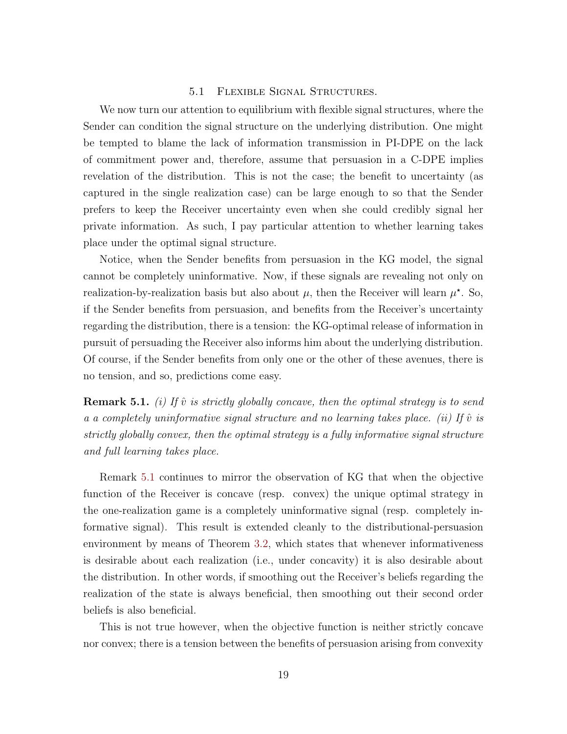### 5.1 Flexible Signal Structures.

We now turn our attention to equilibrium with flexible signal structures, where the Sender can condition the signal structure on the underlying distribution. One might be tempted to blame the lack of information transmission in PI-DPE on the lack of commitment power and, therefore, assume that persuasion in a C-DPE implies revelation of the distribution. This is not the case; the benefit to uncertainty (as captured in the single realization case) can be large enough to so that the Sender prefers to keep the Receiver uncertainty even when she could credibly signal her private information. As such, I pay particular attention to whether learning takes place under the optimal signal structure.

Notice, when the Sender benefits from persuasion in the KG model, the signal cannot be completely uninformative. Now, if these signals are revealing not only on realization-by-realization basis but also about $\mu$, then the Receiver will learn $\mu^{\star}$. So, if the Sender benefits from persuasion, and benefits from the Receiver's uncertainty regarding the distribution, there is a tension: the KG-optimal release of information in pursuit of persuading the Receiver also informs him about the underlying distribution. Of course, if the Sender benefits from only one or the other of these avenues, there is no tension, and so, predictions come easy.

**Remark 5.1.** *(i) If $\hat{v}$ is strictly globally concave, then the optimal strategy is to send a a completely uninformative signal structure and no learning takes place. (ii) If $\hat{v}$ is strictly globally convex, then the optimal strategy is a fully informative signal structure and full learning takes place.*

Remark 5.1 continues to mirror the observation of KG that when the objective function of the Receiver is concave (resp. convex) the unique optimal strategy in the one-realization game is a completely uninformative signal (resp. completely informative signal). This result is extended cleanly to the distributional-persuasion environment by means of Theorem 3.2, which states that whenever informativeness is desirable about each realization (i.e., under concavity) it is also desirable about the distribution. In other words, if smoothing out the Receiver's beliefs regarding the realization of the state is always beneficial, then smoothing out their second order beliefs is also beneficial.

This is not true however, when the objective function is neither strictly concave nor convex; there is a tension between the benefits of persuasion arising from convexity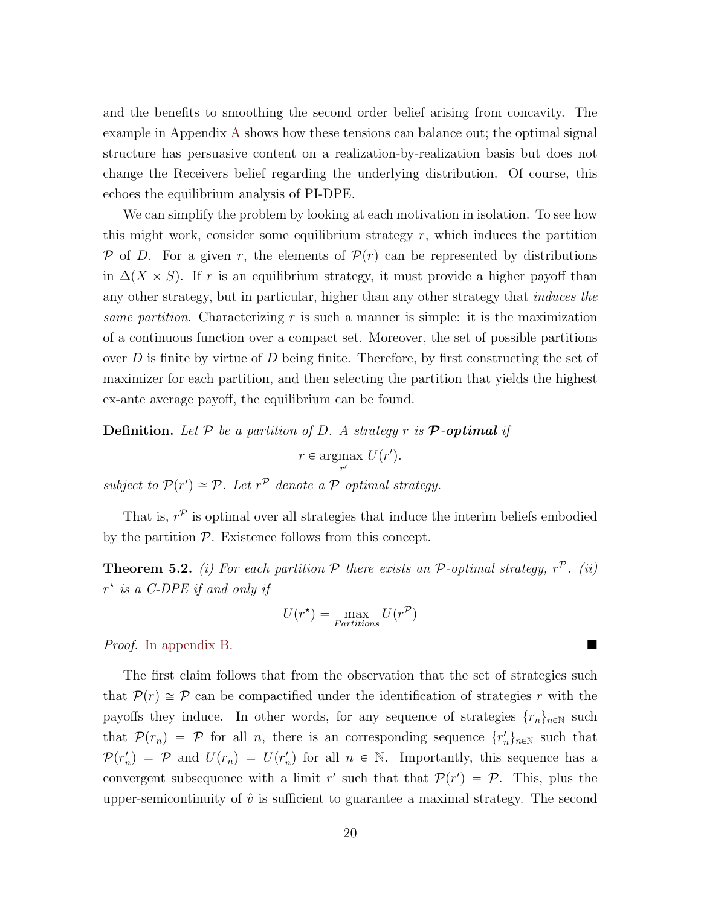and the benefits to smoothing the second order belief arising from concavity. The example in Appendix A shows how these tensions can balance out; the optimal signal structure has persuasive content on a realization-by-realization basis but does not change the Receivers belief regarding the underlying distribution. Of course, this echoes the equilibrium analysis of PI-DPE.

We can simplify the problem by looking at each motivation in isolation. To see how this might work, consider some equilibrium strategy $r$, which induces the partition $\mathcal{P}$ of $D$. For a given $r$, the elements of $\mathcal{P}(r)$ can be represented by distributions in $\Delta(X \times S)$. If $r$ is an equilibrium strategy, it must provide a higher payoff than any other strategy, but in particular, higher than any other strategy that *induces the same partition*. Characterizing $r$ is such a manner is simple: it is the maximization of a continuous function over a compact set. Moreover, the set of possible partitions over $D$ is finite by virtue of $D$ being finite. Therefore, by first constructing the set of maximizer for each partition, and then selecting the partition that yields the highest ex-ante average payoff, the equilibrium can be found.

**Definition.** *Let $\mathcal{P}$ be a partition of $D$. A strategy $r$ is **$\mathcal{P}$-optimal** if*

$$r \in \underset{r'}{\operatorname{argmax}}\ U(r').$$

*subject to $\mathcal{P}(r') \cong \mathcal{P}$. Let $r^{\mathcal{P}}$ denote a $\mathcal{P}$ optimal strategy.*

That is, $r^{\mathcal{P}}$ is optimal over all strategies that induce the interim beliefs embodied by the partition $\mathcal{P}$. Existence follows from this concept.

**Theorem 5.2.** *(i) For each partition $\mathcal{P}$ there exists an $\mathcal{P}$-optimal strategy, $r^{\mathcal{P}}$. (ii) $r^{\star}$ is a C-DPE if and only if*

$$U(r^{\star}) = \max_{Partitions} U(r^{\mathcal{P}})$$

*Proof.* In appendix B. ∎

The first claim follows that from the observation that the set of strategies such that $\mathcal{P}(r) \cong \mathcal{P}$ can be compactified under the identification of strategies $r$ with the payoffs they induce. In other words, for any sequence of strategies $\{r_n\}_{n\in\mathbb{N}}$ such that $\mathcal{P}(r_n) = \mathcal{P}$ for all $n$, there is an corresponding sequence $\{r'_n\}_{n\in\mathbb{N}}$ such that $\mathcal{P}(r'_n) = \mathcal{P}$ and $U(r_n) = U(r'_n)$ for all $n \in \mathbb{N}$. Importantly, this sequence has a convergent subsequence with a limit $r'$ such that that $\mathcal{P}(r') = \mathcal{P}$. This, plus the upper-semicontinuity of $\hat{v}$ is sufficient to guarantee a maximal strategy. The second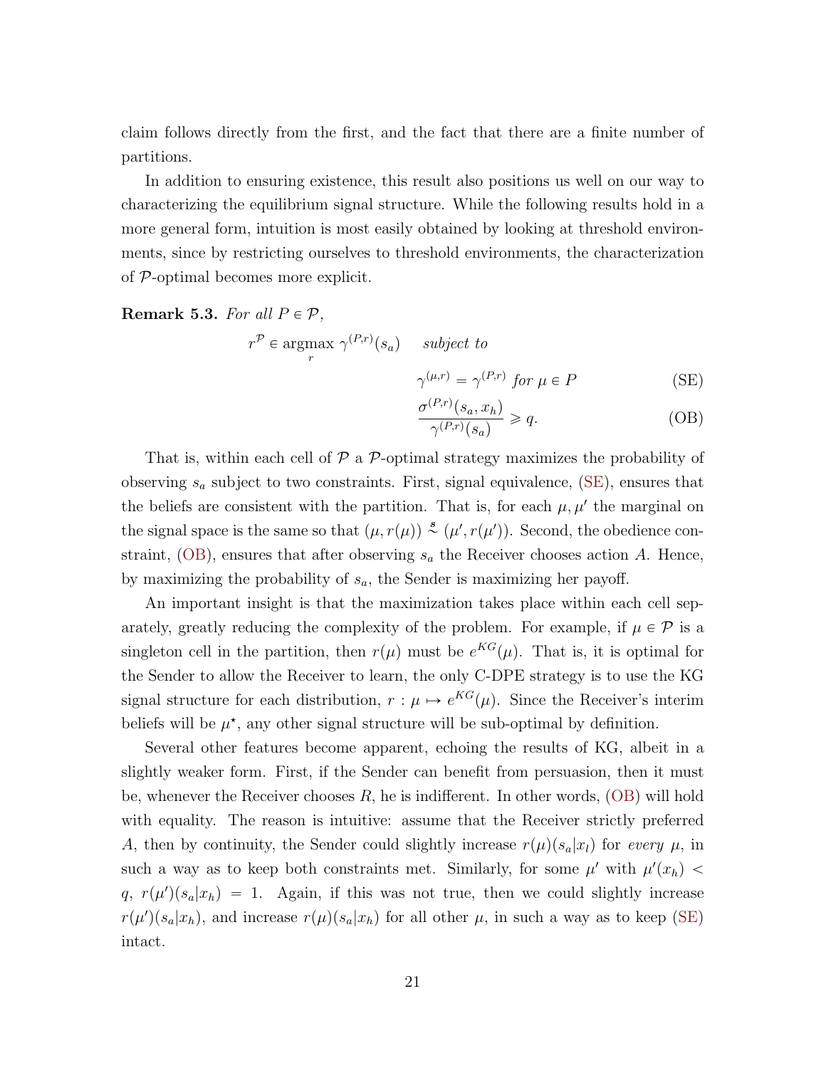claim follows directly from the first, and the fact that there are a finite number of partitions.

In addition to ensuring existence, this result also positions us well on our way to characterizing the equilibrium signal structure. While the following results hold in a more general form, intuition is most easily obtained by looking at threshold environments, since by restricting ourselves to threshold environments, the characterization of $\mathcal{P}$-optimal becomes more explicit.

**Remark 5.3.** *For all $P \in \mathcal{P}$,*

$$r^{\mathcal{P}} \in \operatorname*{argmax}_{r} \gamma^{(P,r)}(s_a) \quad \textit{subject to}$$

$$\gamma^{(\mu,r)} = \gamma^{(P,r)} \textit{ for } \mu \in P \tag{SE}$$

$$\frac{\sigma^{(P,r)}(s_a, x_h)}{\gamma^{(P,r)}(s_a)} \geqslant q. \tag{OB}$$

That is, within each cell of $\mathcal{P}$ a $\mathcal{P}$-optimal strategy maximizes the probability of observing $s_a$ subject to two constraints. First, signal equivalence, (SE), ensures that the beliefs are consistent with the partition. That is, for each $\mu, \mu'$ the marginal on the signal space is the same so that $(\mu, r(\mu)) \overset{s}{\sim} (\mu', r(\mu'))$. Second, the obedience constraint, (OB), ensures that after observing $s_a$ the Receiver chooses action $A$. Hence, by maximizing the probability of $s_a$, the Sender is maximizing her payoff.

An important insight is that the maximization takes place within each cell separately, greatly reducing the complexity of the problem. For example, if $\mu \in \mathcal{P}$ is a singleton cell in the partition, then $r(\mu)$ must be $e^{KG}(\mu)$. That is, it is optimal for the Sender to allow the Receiver to learn, the only C-DPE strategy is to use the KG signal structure for each distribution, $r : \mu \mapsto e^{KG}(\mu)$. Since the Receiver's interim beliefs will be $\mu^{\star}$, any other signal structure will be sub-optimal by definition.

Several other features become apparent, echoing the results of KG, albeit in a slightly weaker form. First, if the Sender can benefit from persuasion, then it must be, whenever the Receiver chooses $R$, he is indifferent. In other words, (OB) will hold with equality. The reason is intuitive: assume that the Receiver strictly preferred $A$, then by continuity, the Sender could slightly increase $r(\mu)(s_a|x_l)$ for *every* $\mu$, in such a way as to keep both constraints met. Similarly, for some $\mu'$ with $\mu'(x_h) < q$, $r(\mu')(s_a|x_h) = 1$. Again, if this was not true, then we could slightly increase $r(\mu')(s_a|x_h)$, and increase $r(\mu)(s_a|x_h)$ for all other $\mu$, in such a way as to keep (SE) intact.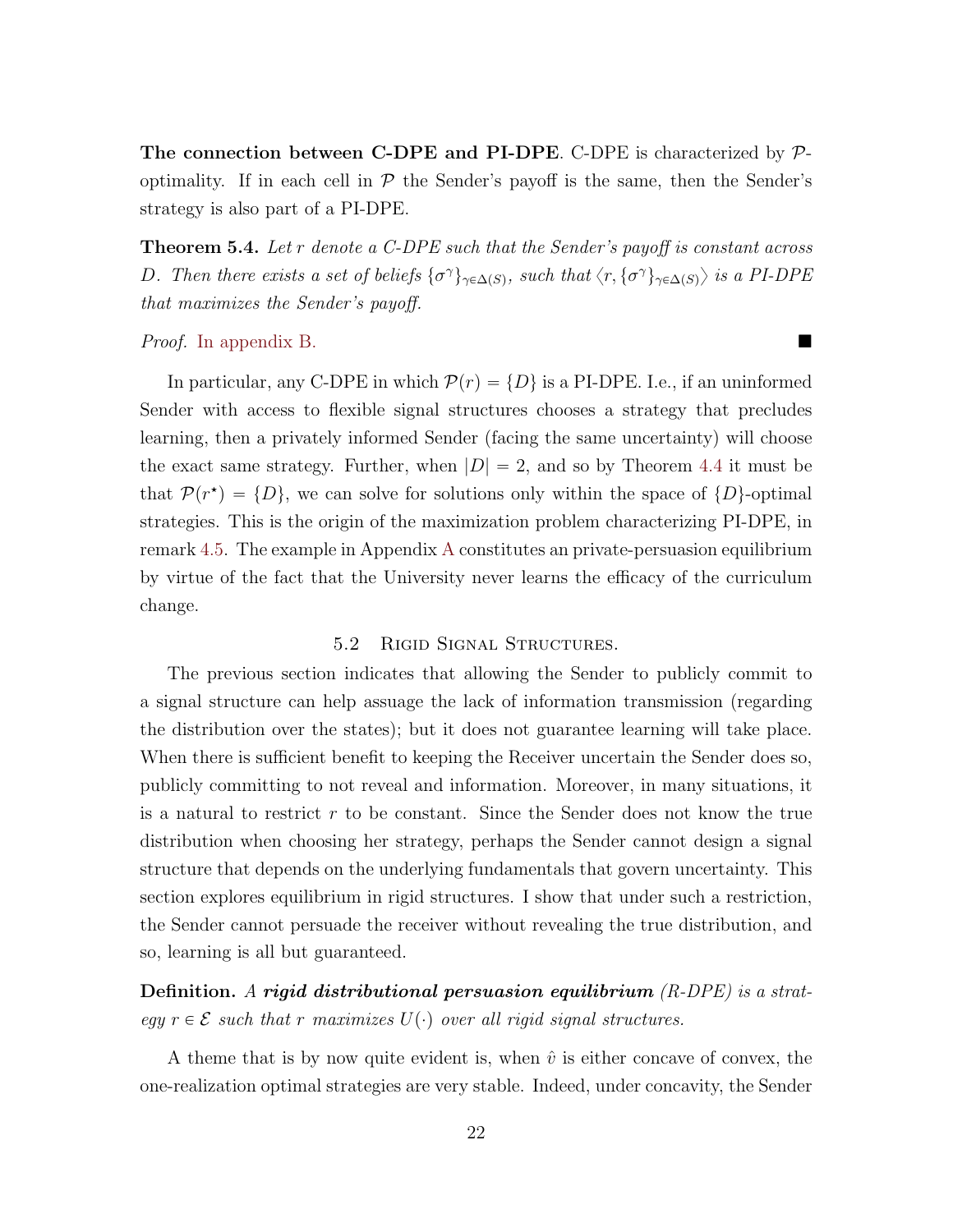**The connection between C-DPE and PI-DPE**. C-DPE is characterized by $\mathcal{P}$-optimality. If in each cell in $\mathcal{P}$ the Sender's payoff is the same, then the Sender's strategy is also part of a PI-DPE.

**Theorem 5.4.** *Let $r$ denote a C-DPE such that the Sender's payoff is constant across $D$. Then there exists a set of beliefs $\{\sigma^\gamma\}_{\gamma \in \Delta(S)}$, such that $\langle r, \{\sigma^\gamma\}_{\gamma \in \Delta(S)} \rangle$ is a PI-DPE that maximizes the Sender's payoff.*

*Proof.* In appendix B. ∎

In particular, any C-DPE in which $\mathcal{P}(r) = \{D\}$ is a PI-DPE. I.e., if an uninformed Sender with access to flexible signal structures chooses a strategy that precludes learning, then a privately informed Sender (facing the same uncertainty) will choose the exact same strategy. Further, when $|D| = 2$, and so by Theorem 4.4 it must be that $\mathcal{P}(r^\star) = \{D\}$, we can solve for solutions only within the space of $\{D\}$-optimal strategies. This is the origin of the maximization problem characterizing PI-DPE, in remark 4.5. The example in Appendix A constitutes an private-persuasion equilibrium by virtue of the fact that the University never learns the efficacy of the curriculum change.

### 5.2 Rigid Signal Structures.

The previous section indicates that allowing the Sender to publicly commit to a signal structure can help assuage the lack of information transmission (regarding the distribution over the states); but it does not guarantee learning will take place. When there is sufficient benefit to keeping the Receiver uncertain the Sender does so, publicly committing to not reveal and information. Moreover, in many situations, it is a natural to restrict $r$ to be constant. Since the Sender does not know the true distribution when choosing her strategy, perhaps the Sender cannot design a signal structure that depends on the underlying fundamentals that govern uncertainty. This section explores equilibrium in rigid structures. I show that under such a restriction, the Sender cannot persuade the receiver without revealing the true distribution, and so, learning is all but guaranteed.

**Definition.** *A* ***rigid distributional persuasion equilibrium*** *(R-DPE) is a strategy $r \in \mathcal{E}$ such that $r$ maximizes $U(\cdot)$ over all rigid signal structures.*

A theme that is by now quite evident is, when $\hat{v}$ is either concave of convex, the one-realization optimal strategies are very stable. Indeed, under concavity, the Sender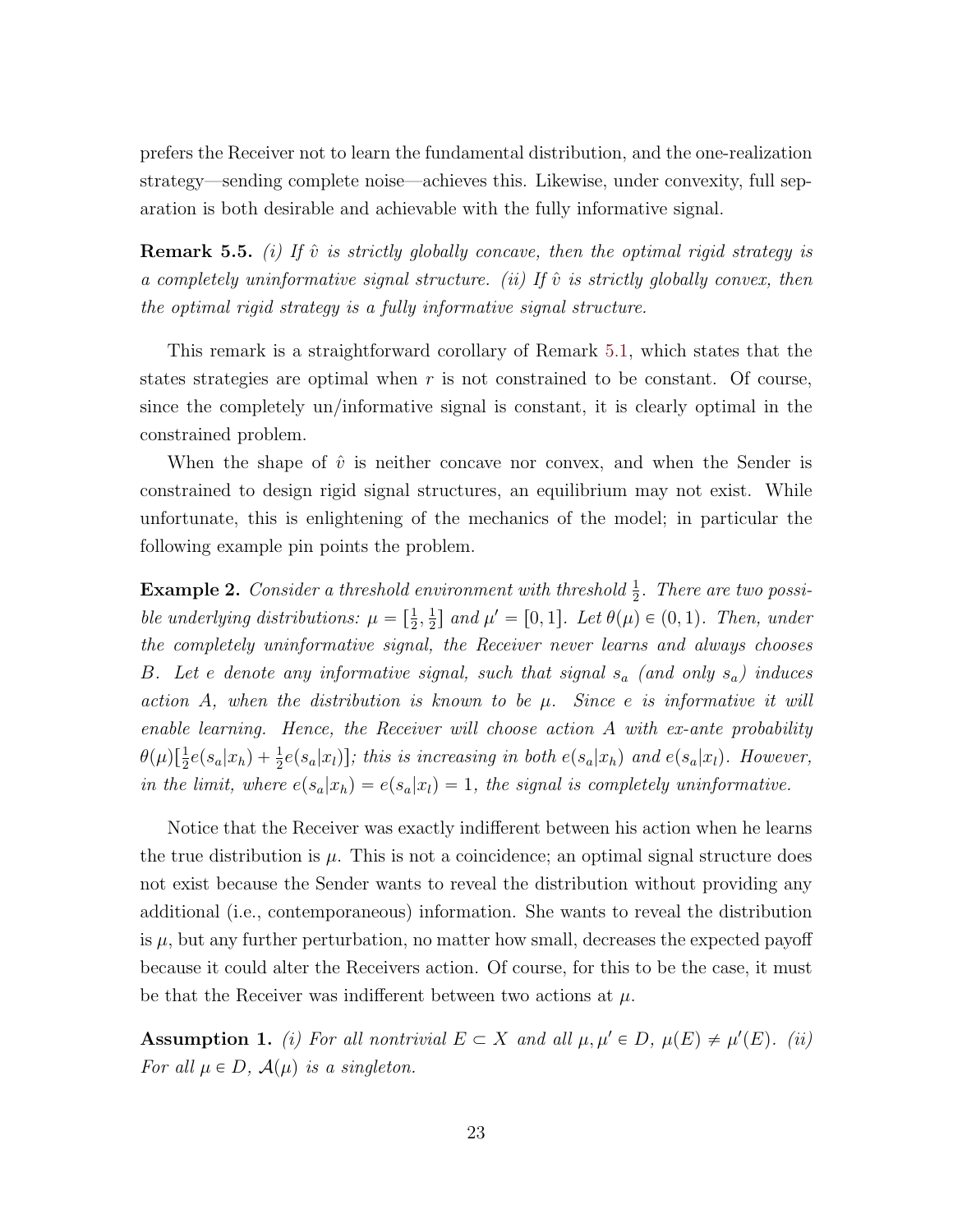prefers the Receiver not to learn the fundamental distribution, and the one-realization strategy—sending complete noise—achieves this. Likewise, under convexity, full separation is both desirable and achievable with the fully informative signal.

**Remark 5.5.** *(i) If $\hat{v}$ is strictly globally concave, then the optimal rigid strategy is a completely uninformative signal structure. (ii) If $\hat{v}$ is strictly globally convex, then the optimal rigid strategy is a fully informative signal structure.*

This remark is a straightforward corollary of Remark 5.1, which states that the states strategies are optimal when $r$ is not constrained to be constant. Of course, since the completely un/informative signal is constant, it is clearly optimal in the constrained problem.

When the shape of $\hat{v}$ is neither concave nor convex, and when the Sender is constrained to design rigid signal structures, an equilibrium may not exist. While unfortunate, this is enlightening of the mechanics of the model; in particular the following example pin points the problem.

**Example 2.** *Consider a threshold environment with threshold $\frac{1}{2}$. There are two possible underlying distributions: $\mu = [\frac{1}{2}, \frac{1}{2}]$ and $\mu' = [0, 1]$. Let $\theta(\mu) \in (0, 1)$. Then, under the completely uninformative signal, the Receiver never learns and always chooses $B$. Let $e$ denote any informative signal, such that signal $s_a$ (and only $s_a$) induces action $A$, when the distribution is known to be $\mu$. Since $e$ is informative it will enable learning. Hence, the Receiver will choose action $A$ with ex-ante probability $\theta(\mu)[\frac{1}{2}e(s_a|x_h) + \frac{1}{2}e(s_a|x_l)]$; this is increasing in both $e(s_a|x_h)$ and $e(s_a|x_l)$. However, in the limit, where $e(s_a|x_h) = e(s_a|x_l) = 1$, the signal is completely uninformative.*

Notice that the Receiver was exactly indifferent between his action when he learns the true distribution is $\mu$. This is not a coincidence; an optimal signal structure does not exist because the Sender wants to reveal the distribution without providing any additional (i.e., contemporaneous) information. She wants to reveal the distribution is $\mu$, but any further perturbation, no matter how small, decreases the expected payoff because it could alter the Receivers action. Of course, for this to be the case, it must be that the Receiver was indifferent between two actions at $\mu$.

**Assumption 1.** *(i) For all nontrivial $E \subset X$ and all $\mu, \mu' \in D$, $\mu(E) \neq \mu'(E)$. (ii) For all $\mu \in D$, $\mathcal{A}(\mu)$ is a singleton.*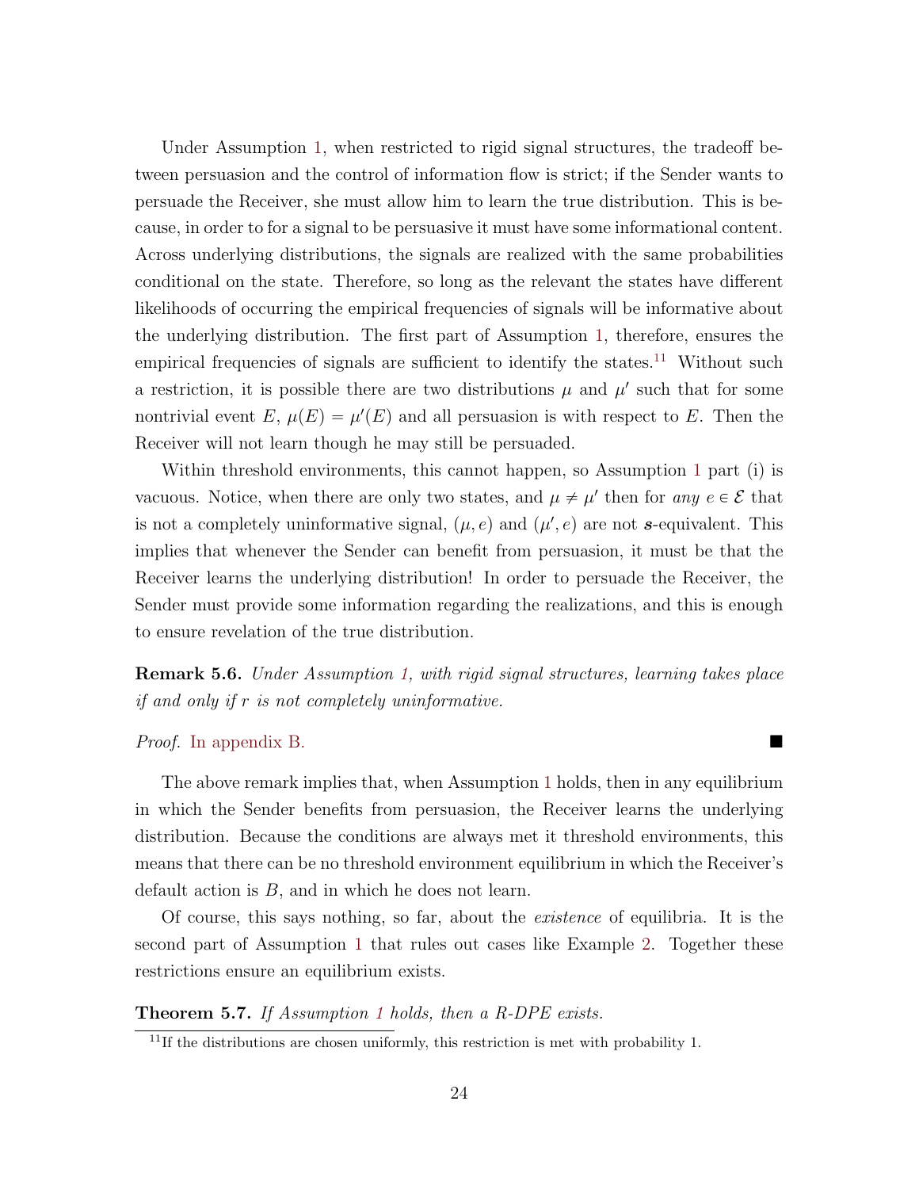Under Assumption 1, when restricted to rigid signal structures, the tradeoff between persuasion and the control of information flow is strict; if the Sender wants to persuade the Receiver, she must allow him to learn the true distribution. This is because, in order to for a signal to be persuasive it must have some informational content. Across underlying distributions, the signals are realized with the same probabilities conditional on the state. Therefore, so long as the relevant the states have different likelihoods of occurring the empirical frequencies of signals will be informative about the underlying distribution. The first part of Assumption 1, therefore, ensures the empirical frequencies of signals are sufficient to identify the states.[11] Without such a restriction, it is possible there are two distributions $\mu$ and $\mu'$ such that for some nontrivial event $E$, $\mu(E) = \mu'(E)$ and all persuasion is with respect to $E$. Then the Receiver will not learn though he may still be persuaded.

Within threshold environments, this cannot happen, so Assumption 1 part (i) is vacuous. Notice, when there are only two states, and $\mu \neq \mu'$ then for *any* $e \in \mathcal{E}$ that is not a completely uninformative signal, $(\mu, e)$ and $(\mu', e)$ are not $\boldsymbol{s}$-equivalent. This implies that whenever the Sender can benefit from persuasion, it must be that the Receiver learns the underlying distribution! In order to persuade the Receiver, the Sender must provide some information regarding the realizations, and this is enough to ensure revelation of the true distribution.

**Remark 5.6.** *Under Assumption 1, with rigid signal structures, learning takes place if and only if $r$ is not completely uninformative.*

*Proof.* In appendix B. ∎

The above remark implies that, when Assumption 1 holds, then in any equilibrium in which the Sender benefits from persuasion, the Receiver learns the underlying distribution. Because the conditions are always met it threshold environments, this means that there can be no threshold environment equilibrium in which the Receiver's default action is $B$, and in which he does not learn.

Of course, this says nothing, so far, about the *existence* of equilibria. It is the second part of Assumption 1 that rules out cases like Example 2. Together these restrictions ensure an equilibrium exists.

**Theorem 5.7.** *If Assumption 1 holds, then a R-DPE exists.*

[11] If the distributions are chosen uniformly, this restriction is met with probability 1.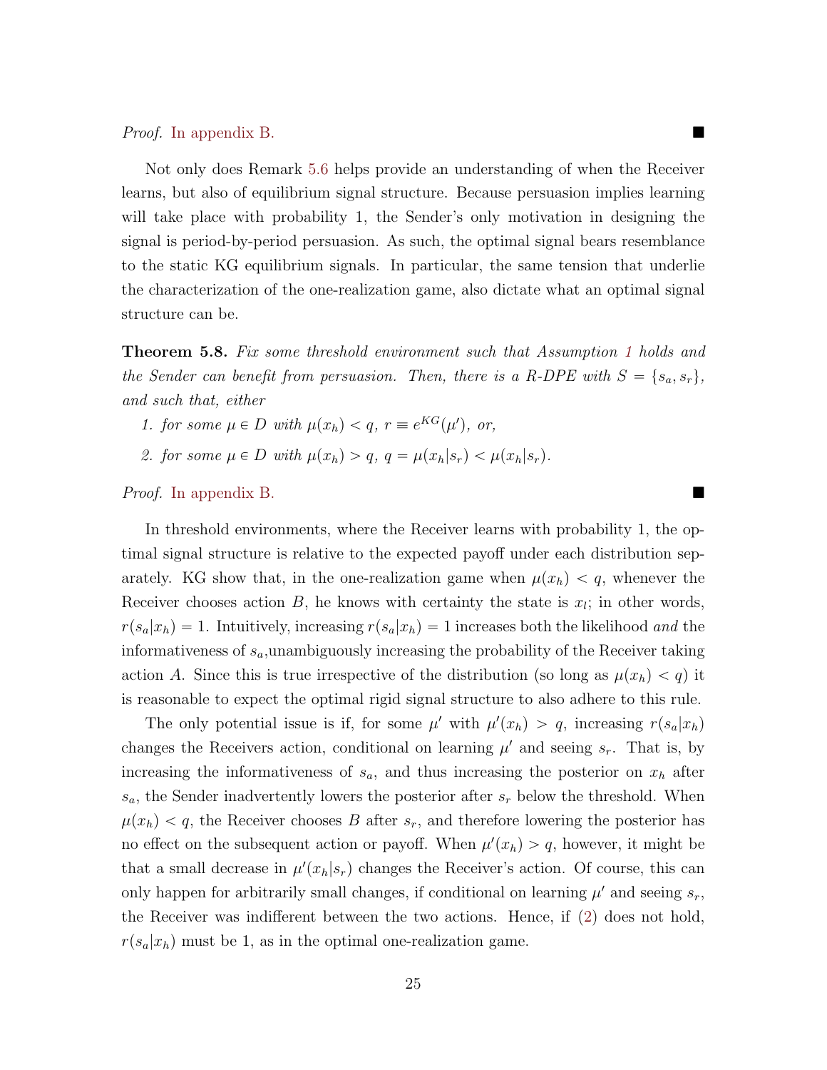*Proof.* In appendix B. ■

Not only does Remark 5.6 helps provide an understanding of when the Receiver learns, but also of equilibrium signal structure. Because persuasion implies learning will take place with probability 1, the Sender's only motivation in designing the signal is period-by-period persuasion. As such, the optimal signal bears resemblance to the static KG equilibrium signals. In particular, the same tension that underlie the characterization of the one-realization game, also dictate what an optimal signal structure can be.

**Theorem 5.8.** *Fix some threshold environment such that Assumption 1 holds and the Sender can benefit from persuasion. Then, there is a R-DPE with $S = \{s_a, s_r\}$, and such that, either*

1. *for some $\mu \in D$ with $\mu(x_h) < q$, $r \equiv e^{KG}(\mu')$, or,*
2. *for some $\mu \in D$ with $\mu(x_h) > q$, $q = \mu(x_h|s_r) < \mu(x_h|s_r)$.*

*Proof.* In appendix B. ■

In threshold environments, where the Receiver learns with probability 1, the optimal signal structure is relative to the expected payoff under each distribution separately. KG show that, in the one-realization game when $\mu(x_h) < q$, whenever the Receiver chooses action $B$, he knows with certainty the state is $x_l$; in other words, $r(s_a|x_h) = 1$. Intuitively, increasing $r(s_a|x_h) = 1$ increases both the likelihood *and* the informativeness of $s_a$,unambiguously increasing the probability of the Receiver taking action $A$. Since this is true irrespective of the distribution (so long as $\mu(x_h) < q$) it is reasonable to expect the optimal rigid signal structure to also adhere to this rule.

The only potential issue is if, for some $\mu'$ with $\mu'(x_h) > q$, increasing $r(s_a|x_h)$ changes the Receivers action, conditional on learning $\mu'$ and seeing $s_r$. That is, by increasing the informativeness of $s_a$, and thus increasing the posterior on $x_h$ after $s_a$, the Sender inadvertently lowers the posterior after $s_r$ below the threshold. When $\mu(x_h) < q$, the Receiver chooses $B$ after $s_r$, and therefore lowering the posterior has no effect on the subsequent action or payoff. When $\mu'(x_h) > q$, however, it might be that a small decrease in $\mu'(x_h|s_r)$ changes the Receiver's action. Of course, this can only happen for arbitrarily small changes, if conditional on learning $\mu'$ and seeing $s_r$, the Receiver was indifferent between the two actions. Hence, if (2) does not hold, $r(s_a|x_h)$ must be 1, as in the optimal one-realization game.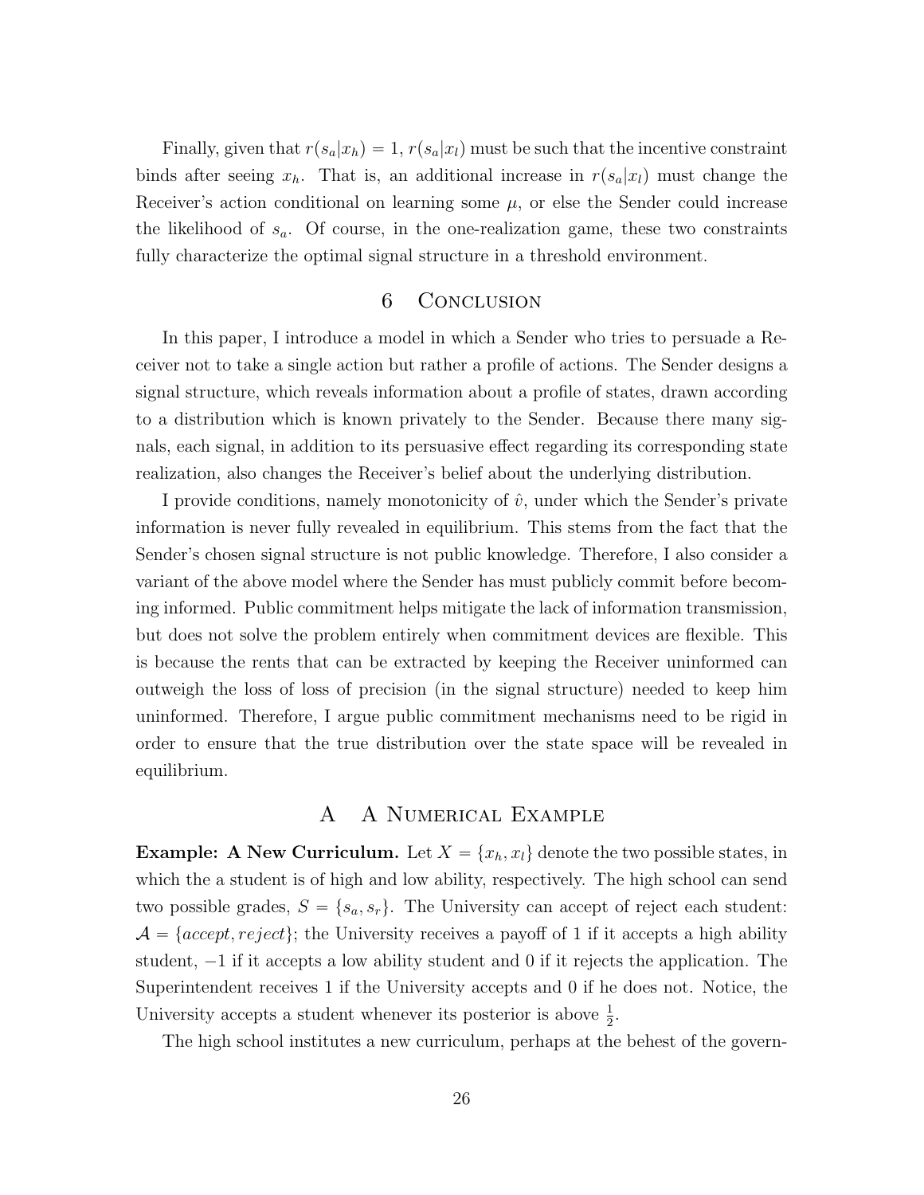Finally, given that $r(s_a|x_h) = 1$, $r(s_a|x_l)$ must be such that the incentive constraint binds after seeing $x_h$. That is, an additional increase in $r(s_a|x_l)$ must change the Receiver's action conditional on learning some $\mu$, or else the Sender could increase the likelihood of $s_a$. Of course, in the one-realization game, these two constraints fully characterize the optimal signal structure in a threshold environment.

## 6 Conclusion

In this paper, I introduce a model in which a Sender who tries to persuade a Receiver not to take a single action but rather a profile of actions. The Sender designs a signal structure, which reveals information about a profile of states, drawn according to a distribution which is known privately to the Sender. Because there many signals, each signal, in addition to its persuasive effect regarding its corresponding state realization, also changes the Receiver's belief about the underlying distribution.

I provide conditions, namely monotonicity of $\hat{v}$, under which the Sender's private information is never fully revealed in equilibrium. This stems from the fact that the Sender's chosen signal structure is not public knowledge. Therefore, I also consider a variant of the above model where the Sender has must publicly commit before becoming informed. Public commitment helps mitigate the lack of information transmission, but does not solve the problem entirely when commitment devices are flexible. This is because the rents that can be extracted by keeping the Receiver uninformed can outweigh the loss of loss of precision (in the signal structure) needed to keep him uninformed. Therefore, I argue public commitment mechanisms need to be rigid in order to ensure that the true distribution over the state space will be revealed in equilibrium.

## A A Numerical Example

**Example: A New Curriculum.** Let $X = \{x_h, x_l\}$ denote the two possible states, in which the a student is of high and low ability, respectively. The high school can send two possible grades, $S = \{s_a, s_r\}$. The University can accept of reject each student: $\mathcal{A} = \{accept, reject\}$; the University receives a payoff of 1 if it accepts a high ability student, $-1$ if it accepts a low ability student and 0 if it rejects the application. The Superintendent receives 1 if the University accepts and 0 if he does not. Notice, the University accepts a student whenever its posterior is above $\frac{1}{2}$.

The high school institutes a new curriculum, perhaps at the behest of the govern-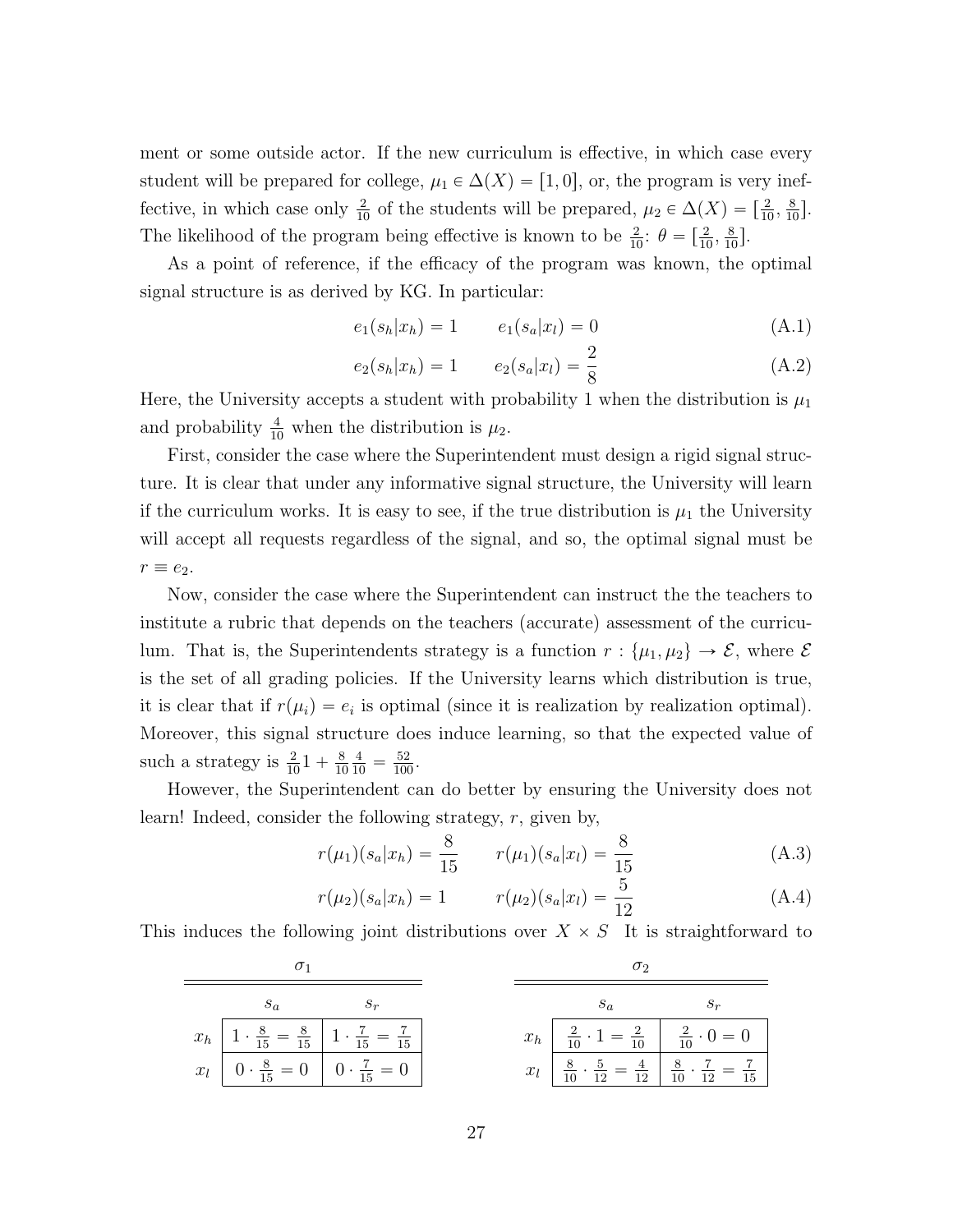ment or some outside actor. If the new curriculum is effective, in which case every student will be prepared for college, $\mu_1 \in \Delta(X) = [1, 0]$, or, the program is very ineffective, in which case only $\frac{2}{10}$ of the students will be prepared, $\mu_2 \in \Delta(X) = [\frac{2}{10}, \frac{8}{10}]$. The likelihood of the program being effective is known to be $\frac{2}{10}$: $\theta = [\frac{2}{10}, \frac{8}{10}]$.

As a point of reference, if the efficacy of the program was known, the optimal signal structure is as derived by KG. In particular:

$$e_1(s_h|x_h) = 1 \qquad e_1(s_a|x_l) = 0 \tag{A.1}$$

$$e_2(s_h|x_h) = 1 \qquad e_2(s_a|x_l) = \frac{2}{8} \tag{A.2}$$

Here, the University accepts a student with probability 1 when the distribution is $\mu_1$ and probability $\frac{4}{10}$ when the distribution is $\mu_2$.

First, consider the case where the Superintendent must design a rigid signal structure. It is clear that under any informative signal structure, the University will learn if the curriculum works. It is easy to see, if the true distribution is $\mu_1$ the University will accept all requests regardless of the signal, and so, the optimal signal must be $r \equiv e_2$.

Now, consider the case where the Superintendent can instruct the the teachers to institute a rubric that depends on the teachers (accurate) assessment of the curriculum. That is, the Superintendents strategy is a function $r : \{\mu_1, \mu_2\} \to \mathcal{E}$, where $\mathcal{E}$ is the set of all grading policies. If the University learns which distribution is true, it is clear that if $r(\mu_i) = e_i$ is optimal (since it is realization by realization optimal). Moreover, this signal structure does induce learning, so that the expected value of such a strategy is $\frac{2}{10}1 + \frac{8}{10}\frac{4}{10} = \frac{52}{100}$.

However, the Superintendent can do better by ensuring the University does not learn! Indeed, consider the following strategy, $r$, given by,

$$r(\mu_1)(s_a|x_h) = \frac{8}{15} \qquad r(\mu_1)(s_a|x_l) = \frac{8}{15} \tag{A.3}$$

$$r(\mu_2)(s_a|x_h) = 1 \qquad r(\mu_2)(s_a|x_l) = \frac{5}{12} \tag{A.4}$$

This induces the following joint distributions over $X \times S$ It is straightforward to

$\sigma_1$

| | $s_a$ | $s_r$ |
|---|---|---|
| $x_h$ | $1 \cdot \frac{8}{15} = \frac{8}{15}$ | $1 \cdot \frac{7}{15} = \frac{7}{15}$ |
| $x_l$ | $0 \cdot \frac{8}{15} = 0$ | $0 \cdot \frac{7}{15} = 0$ |

$\sigma_2$

| | $s_a$ | $s_r$ |
|---|---|---|
| $x_h$ | $\frac{2}{10} \cdot 1 = \frac{2}{10}$ | $\frac{2}{10} \cdot 0 = 0$ |
| $x_l$ | $\frac{8}{10} \cdot \frac{5}{12} = \frac{4}{12}$ | $\frac{8}{10} \cdot \frac{7}{12} = \frac{7}{15}$ |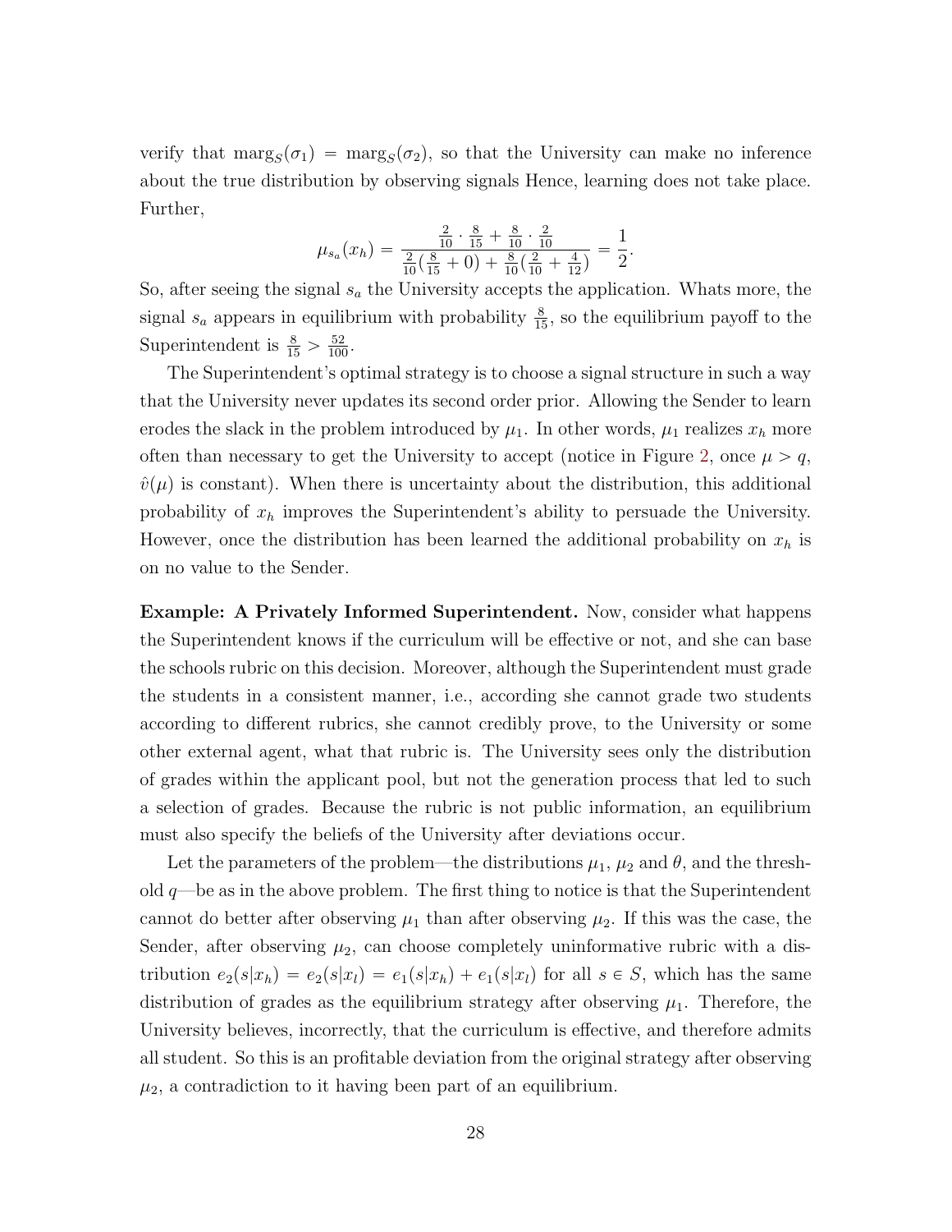verify that $\text{marg}_S(\sigma_1) = \text{marg}_S(\sigma_2)$, so that the University can make no inference about the true distribution by observing signals Hence, learning does not take place. Further,

$$\mu_{s_a}(x_h) = \frac{\frac{2}{10} \cdot \frac{8}{15} + \frac{8}{10} \cdot \frac{2}{10}}{\frac{2}{10}(\frac{8}{15} + 0) + \frac{8}{10}(\frac{2}{10} + \frac{4}{12})} = \frac{1}{2}.$$

So, after seeing the signal $s_a$ the University accepts the application. Whats more, the signal $s_a$ appears in equilibrium with probability $\frac{8}{15}$, so the equilibrium payoff to the Superintendent is $\frac{8}{15} > \frac{52}{100}$.

The Superintendent's optimal strategy is to choose a signal structure in such a way that the University never updates its second order prior. Allowing the Sender to learn erodes the slack in the problem introduced by $\mu_1$. In other words, $\mu_1$ realizes $x_h$ more often than necessary to get the University to accept (notice in Figure 2, once $\mu > q$, $\hat{v}(\mu)$ is constant). When there is uncertainty about the distribution, this additional probability of $x_h$ improves the Superintendent's ability to persuade the University. However, once the distribution has been learned the additional probability on $x_h$ is on no value to the Sender.

**Example: A Privately Informed Superintendent.** Now, consider what happens the Superintendent knows if the curriculum will be effective or not, and she can base the schools rubric on this decision. Moreover, although the Superintendent must grade the students in a consistent manner, i.e., according she cannot grade two students according to different rubrics, she cannot credibly prove, to the University or some other external agent, what that rubric is. The University sees only the distribution of grades within the applicant pool, but not the generation process that led to such a selection of grades. Because the rubric is not public information, an equilibrium must also specify the beliefs of the University after deviations occur.

Let the parameters of the problem—the distributions $\mu_1$, $\mu_2$ and $\theta$, and the threshold $q$—be as in the above problem. The first thing to notice is that the Superintendent cannot do better after observing $\mu_1$ than after observing $\mu_2$. If this was the case, the Sender, after observing $\mu_2$, can choose completely uninformative rubric with a distribution $e_2(s|x_h) = e_2(s|x_l) = e_1(s|x_h) + e_1(s|x_l)$ for all $s \in S$, which has the same distribution of grades as the equilibrium strategy after observing $\mu_1$. Therefore, the University believes, incorrectly, that the curriculum is effective, and therefore admits all student. So this is an profitable deviation from the original strategy after observing $\mu_2$, a contradiction to it having been part of an equilibrium.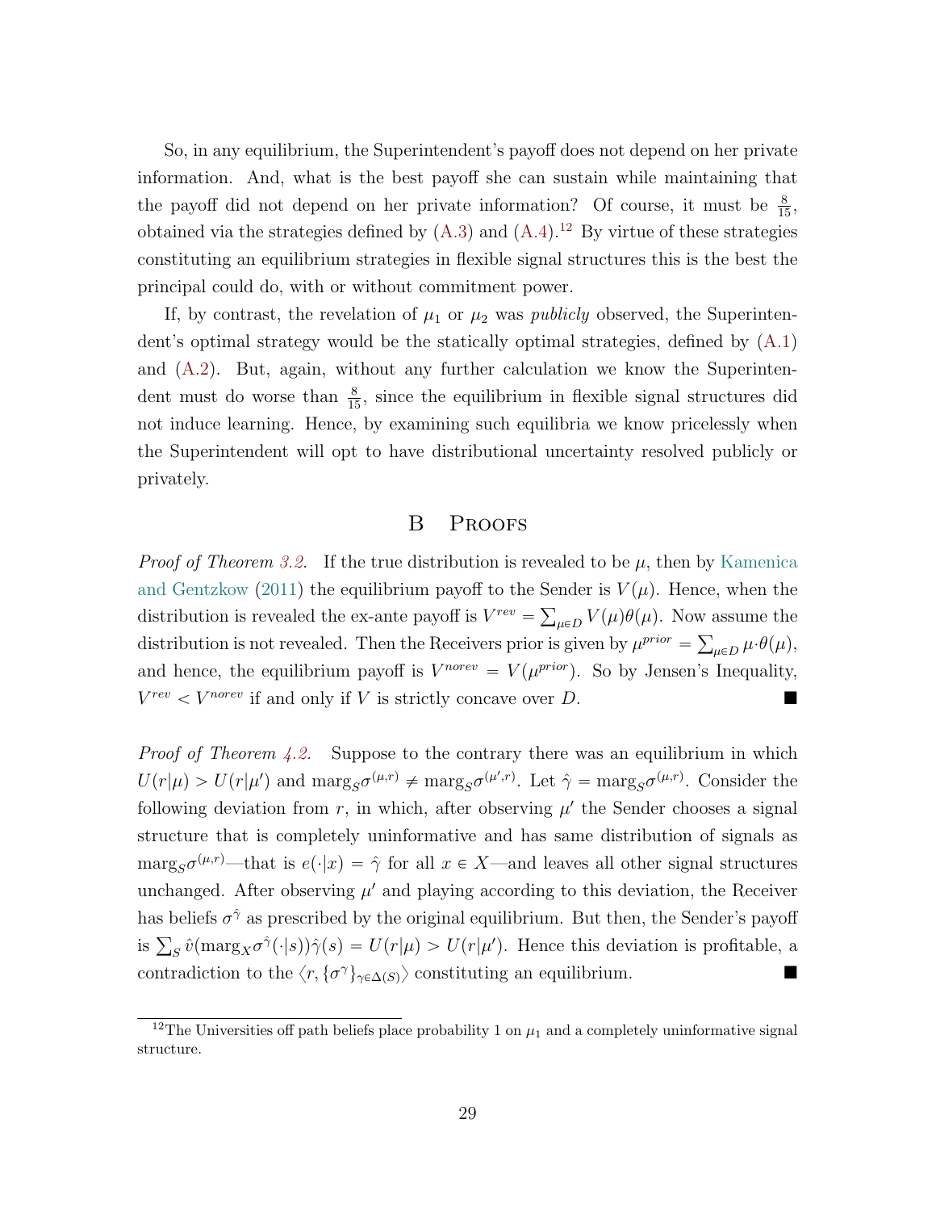So, in any equilibrium, the Superintendent's payoff does not depend on her private information. And, what is the best payoff she can sustain while maintaining that the payoff did not depend on her private information? Of course, it must be $\frac{8}{15}$, obtained via the strategies defined by (A.3) and (A.4).[12] By virtue of these strategies constituting an equilibrium strategies in flexible signal structures this is the best the principal could do, with or without commitment power.

If, by contrast, the revelation of $\mu_1$ or $\mu_2$ was *publicly* observed, the Superintendent's optimal strategy would be the statically optimal strategies, defined by (A.1) and (A.2). But, again, without any further calculation we know the Superintendent must do worse than $\frac{8}{15}$, since the equilibrium in flexible signal structures did not induce learning. Hence, by examining such equilibria we know pricelessly when the Superintendent will opt to have distributional uncertainty resolved publicly or privately.

# B Proofs

*Proof of Theorem 3.2.* If the true distribution is revealed to be $\mu$, then by Kamenica and Gentzkow (2011) the equilibrium payoff to the Sender is $V(\mu)$. Hence, when the distribution is revealed the ex-ante payoff is $V^{rev} = \sum_{\mu \in D} V(\mu)\theta(\mu)$. Now assume the distribution is not revealed. Then the Receivers prior is given by $\mu^{prior} = \sum_{\mu \in D} \mu \cdot \theta(\mu)$, and hence, the equilibrium payoff is $V^{norev} = V(\mu^{prior})$. So by Jensen's Inequality, $V^{rev} < V^{norev}$ if and only if $V$ is strictly concave over $D$. ■

*Proof of Theorem 4.2.* Suppose to the contrary there was an equilibrium in which $U(r|\mu) > U(r|\mu')$ and $\text{marg}_S \sigma^{(\mu,r)} \neq \text{marg}_S \sigma^{(\mu',r)}$. Let $\hat{\gamma} = \text{marg}_S \sigma^{(\mu,r)}$. Consider the following deviation from $r$, in which, after observing $\mu'$ the Sender chooses a signal structure that is completely uninformative and has same distribution of signals as $\text{marg}_S \sigma^{(\mu,r)}$—that is $e(\cdot|x) = \hat{\gamma}$ for all $x \in X$—and leaves all other signal structures unchanged. After observing $\mu'$ and playing according to this deviation, the Receiver has beliefs $\sigma^{\hat{\gamma}}$ as prescribed by the original equilibrium. But then, the Sender's payoff is $\sum_S \hat{v}(\text{marg}_X \sigma^{\hat{\gamma}}(\cdot|s))\hat{\gamma}(s) = U(r|\mu) > U(r|\mu')$. Hence this deviation is profitable, a contradiction to the $\langle r, \{\sigma^{\gamma}\}_{\gamma \in \Delta(S)} \rangle$ constituting an equilibrium. ■

---

[12]The Universities off path beliefs place probability 1 on $\mu_1$ and a completely uninformative signal structure.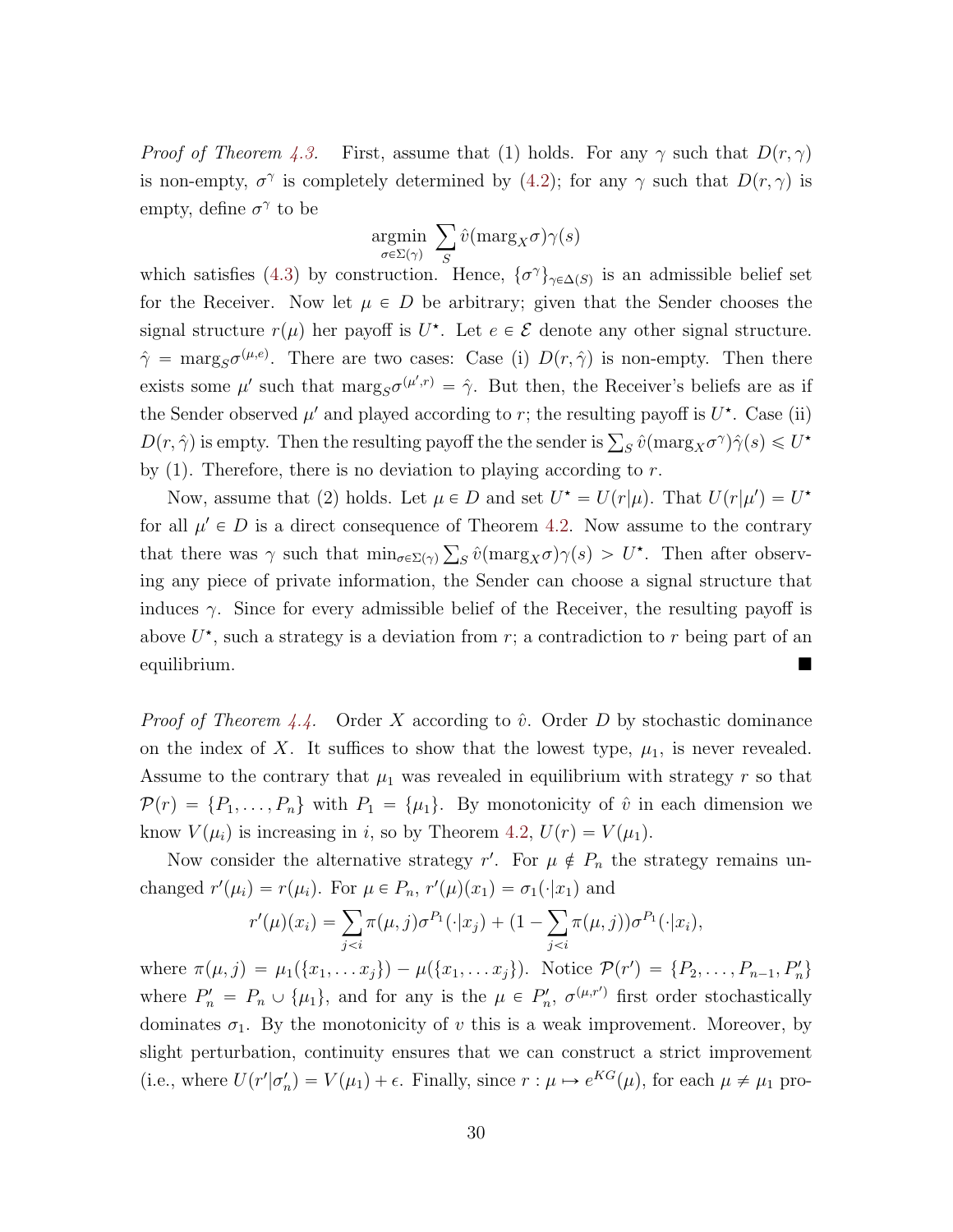*Proof of Theorem 4.3.* First, assume that (1) holds. For any $\gamma$ such that $D(r, \gamma)$ is non-empty, $\sigma^\gamma$ is completely determined by (4.2); for any $\gamma$ such that $D(r, \gamma)$ is empty, define $\sigma^\gamma$ to be

$$\underset{\sigma \in \Sigma(\gamma)}{\text{argmin}} \sum_S \hat{v}(\text{marg}_X \sigma)\gamma(s)$$

which satisfies (4.3) by construction. Hence, $\{\sigma^\gamma\}_{\gamma \in \Delta(S)}$ is an admissible belief set for the Receiver. Now let $\mu \in D$ be arbitrary; given that the Sender chooses the signal structure $r(\mu)$ her payoff is $U^\star$. Let $e \in \mathcal{E}$ denote any other signal structure. $\hat{\gamma} = \text{marg}_S \sigma^{(\mu,e)}$. There are two cases: Case (i) $D(r, \hat{\gamma})$ is non-empty. Then there exists some $\mu'$ such that $\text{marg}_S \sigma^{(\mu',r)} = \hat{\gamma}$. But then, the Receiver's beliefs are as if the Sender observed $\mu'$ and played according to $r$; the resulting payoff is $U^\star$. Case (ii) $D(r, \hat{\gamma})$ is empty. Then the resulting payoff the the sender is $\sum_S \hat{v}(\text{marg}_X \sigma^\gamma)\hat{\gamma}(s) \leqslant U^\star$ by (1). Therefore, there is no deviation to playing according to $r$.

Now, assume that (2) holds. Let $\mu \in D$ and set $U^\star = U(r|\mu)$. That $U(r|\mu') = U^\star$ for all $\mu' \in D$ is a direct consequence of Theorem 4.2. Now assume to the contrary that there was $\gamma$ such that $\min_{\sigma \in \Sigma(\gamma)} \sum_S \hat{v}(\text{marg}_X \sigma)\gamma(s) > U^\star$. Then after observing any piece of private information, the Sender can choose a signal structure that induces $\gamma$. Since for every admissible belief of the Receiver, the resulting payoff is above $U^\star$, such a strategy is a deviation from $r$; a contradiction to $r$ being part of an equilibrium. ∎

*Proof of Theorem 4.4.* Order $X$ according to $\hat{v}$. Order $D$ by stochastic dominance on the index of $X$. It suffices to show that the lowest type, $\mu_1$, is never revealed. Assume to the contrary that $\mu_1$ was revealed in equilibrium with strategy $r$ so that $\mathcal{P}(r) = \{P_1, \ldots, P_n\}$ with $P_1 = \{\mu_1\}$. By monotonicity of $\hat{v}$ in each dimension we know $V(\mu_i)$ is increasing in $i$, so by Theorem 4.2, $U(r) = V(\mu_1)$.

Now consider the alternative strategy $r'$. For $\mu \notin P_n$ the strategy remains unchanged $r'(\mu_i) = r(\mu_i)$. For $\mu \in P_n$, $r'(\mu)(x_1) = \sigma_1(\cdot|x_1)$ and

$$r'(\mu)(x_i) = \sum_{j<i} \pi(\mu, j)\sigma^{P_1}(\cdot|x_j) + (1 - \sum_{j<i} \pi(\mu, j))\sigma^{P_1}(\cdot|x_i),$$

where $\pi(\mu, j) = \mu_1(\{x_1, \ldots x_j\}) - \mu(\{x_1, \ldots x_j\})$. Notice $\mathcal{P}(r') = \{P_2, \ldots, P_{n-1}, P'_n\}$ where $P'_n = P_n \cup \{\mu_1\}$, and for any is the $\mu \in P'_n$, $\sigma^{(\mu,r')}$ first order stochastically dominates $\sigma_1$. By the monotonicity of $v$ this is a weak improvement. Moreover, by slight perturbation, continuity ensures that we can construct a strict improvement (i.e., where $U(r'|\sigma'_n) = V(\mu_1) + \epsilon$. Finally, since $r : \mu \mapsto e^{KG}(\mu)$, for each $\mu \neq \mu_1$ pro-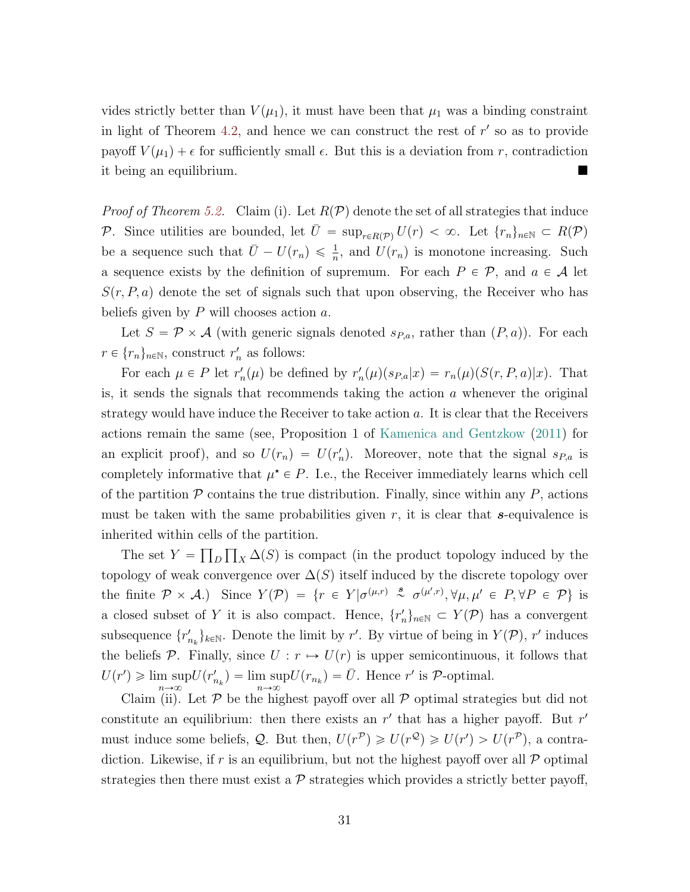vides strictly better than $V(\mu_1)$, it must have been that $\mu_1$ was a binding constraint in light of Theorem 4.2, and hence we can construct the rest of $r'$ so as to provide payoff $V(\mu_1) + \epsilon$ for sufficiently small $\epsilon$. But this is a deviation from $r$, contradiction it being an equilibrium. ■

*Proof of Theorem 5.2.* Claim (i). Let $R(\mathcal{P})$ denote the set of all strategies that induce $\mathcal{P}$. Since utilities are bounded, let $\bar{U} = \sup_{r \in R(\mathcal{P})} U(r) < \infty$. Let $\{r_n\}_{n \in \mathbb{N}} \subset R(\mathcal{P})$ be a sequence such that $\bar{U} - U(r_n) \leqslant \frac{1}{n}$, and $U(r_n)$ is monotone increasing. Such a sequence exists by the definition of supremum. For each $P \in \mathcal{P}$, and $a \in \mathcal{A}$ let $S(r, P, a)$ denote the set of signals such that upon observing, the Receiver who has beliefs given by $P$ will chooses action $a$.

Let $S = \mathcal{P} \times \mathcal{A}$ (with generic signals denoted $s_{P,a}$, rather than $(P, a)$). For each $r \in \{r_n\}_{n \in \mathbb{N}}$, construct $r'_n$ as follows:

For each $\mu \in P$ let $r'_n(\mu)$ be defined by $r'_n(\mu)(s_{P,a}|x) = r_n(\mu)(S(r, P, a)|x)$. That is, it sends the signals that recommends taking the action $a$ whenever the original strategy would have induce the Receiver to take action $a$. It is clear that the Receivers actions remain the same (see, Proposition 1 of Kamenica and Gentzkow (2011) for an explicit proof), and so $U(r_n) = U(r'_n)$. Moreover, note that the signal $s_{P,a}$ is completely informative that $\mu^\star \in P$. I.e., the Receiver immediately learns which cell of the partition $\mathcal{P}$ contains the true distribution. Finally, since within any $P$, actions must be taken with the same probabilities given $r$, it is clear that $\boldsymbol{s}$-equivalence is inherited within cells of the partition.

The set $Y = \prod_D \prod_X \Delta(S)$ is compact (in the product topology induced by the topology of weak convergence over $\Delta(S)$ itself induced by the discrete topology over the finite $\mathcal{P} \times \mathcal{A}$.) Since $Y(\mathcal{P}) = \{r \in Y | \sigma^{(\mu,r)} \overset{\boldsymbol{s}}{\sim} \sigma^{(\mu',r)}, \forall \mu, \mu' \in P, \forall P \in \mathcal{P}\}$ is a closed subset of $Y$ it is also compact. Hence, $\{r'_n\}_{n \in \mathbb{N}} \subset Y(\mathcal{P})$ has a convergent subsequence $\{r'_{n_k}\}_{k \in \mathbb{N}}$. Denote the limit by $r'$. By virtue of being in $Y(\mathcal{P})$, $r'$ induces the beliefs $\mathcal{P}$. Finally, since $U : r \mapsto U(r)$ is upper semicontinuous, it follows that $U(r') \geqslant \limsup_{n \to \infty} U(r'_{n_k}) = \limsup_{n \to \infty} U(r_{n_k}) = \bar{U}$. Hence $r'$ is $\mathcal{P}$-optimal.

Claim (ii). Let $\mathcal{P}$ be the highest payoff over all $\mathcal{P}$ optimal strategies but did not constitute an equilibrium: then there exists an $r'$ that has a higher payoff. But $r'$ must induce some beliefs, $\mathcal{Q}$. But then, $U(r^{\mathcal{P}}) \geqslant U(r^{\mathcal{Q}}) \geqslant U(r') > U(r^{\mathcal{P}})$, a contradiction. Likewise, if $r$ is an equilibrium, but not the highest payoff over all $\mathcal{P}$ optimal strategies then there must exist a $\mathcal{P}$ strategies which provides a strictly better payoff,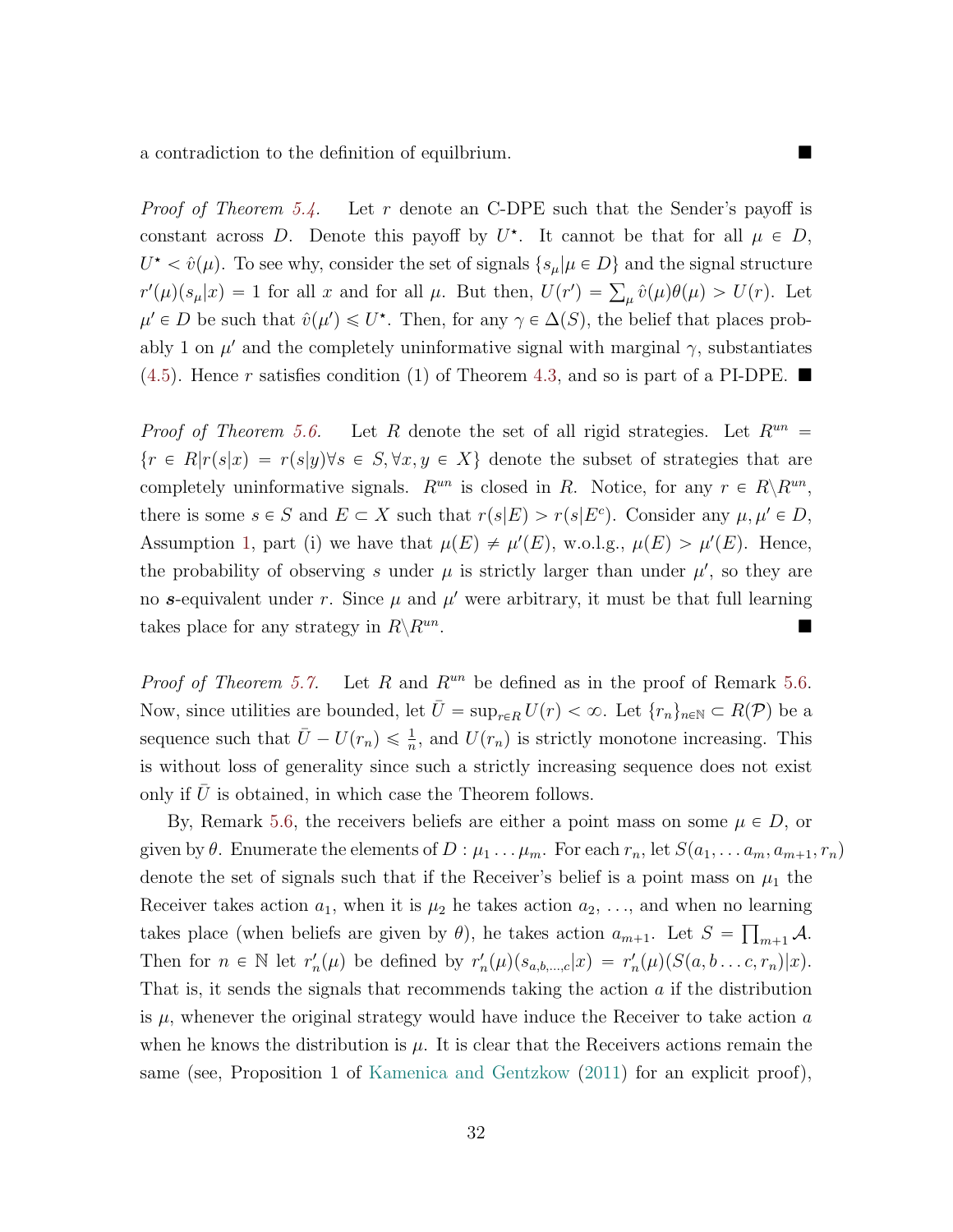a contradiction to the definition of equilbrium. ■

*Proof of Theorem 5.4.* Let $r$ denote an C-DPE such that the Sender's payoff is constant across $D$. Denote this payoff by $U^\star$. It cannot be that for all $\mu \in D$, $U^\star < \hat{v}(\mu)$. To see why, consider the set of signals $\{s_\mu | \mu \in D\}$ and the signal structure $r'(\mu)(s_\mu|x) = 1$ for all $x$ and for all $\mu$. But then, $U(r') = \sum_\mu \hat{v}(\mu)\theta(\mu) > U(r)$. Let $\mu' \in D$ be such that $\hat{v}(\mu') \leqslant U^\star$. Then, for any $\gamma \in \Delta(S)$, the belief that places probably 1 on $\mu'$ and the completely uninformative signal with marginal $\gamma$, substantiates (4.5). Hence $r$ satisfies condition (1) of Theorem 4.3, and so is part of a PI-DPE. ■

*Proof of Theorem 5.6.* Let $R$ denote the set of all rigid strategies. Let $R^{un} = \{r \in R | r(s|x) = r(s|y) \forall s \in S, \forall x, y \in X\}$ denote the subset of strategies that are completely uninformative signals. $R^{un}$ is closed in $R$. Notice, for any $r \in R \backslash R^{un}$, there is some $s \in S$ and $E \subset X$ such that $r(s|E) > r(s|E^c)$. Consider any $\mu, \mu' \in D$, Assumption 1, part (i) we have that $\mu(E) \neq \mu'(E)$, w.o.l.g., $\mu(E) > \mu'(E)$. Hence, the probability of observing $s$ under $\mu$ is strictly larger than under $\mu'$, so they are no $\boldsymbol{s}$-equivalent under $r$. Since $\mu$ and $\mu'$ were arbitrary, it must be that full learning takes place for any strategy in $R \backslash R^{un}$. ■

*Proof of Theorem 5.7.* Let $R$ and $R^{un}$ be defined as in the proof of Remark 5.6. Now, since utilities are bounded, let $\bar{U} = \sup_{r \in R} U(r) < \infty$. Let $\{r_n\}_{n \in \mathbb{N}} \subset R(\mathcal{P})$ be a sequence such that $\bar{U} - U(r_n) \leqslant \frac{1}{n}$, and $U(r_n)$ is strictly monotone increasing. This is without loss of generality since such a strictly increasing sequence does not exist only if $\bar{U}$ is obtained, in which case the Theorem follows.

By, Remark 5.6, the receivers beliefs are either a point mass on some $\mu \in D$, or given by $\theta$. Enumerate the elements of $D : \mu_1 \ldots \mu_m$. For each $r_n$, let $S(a_1, \ldots a_m, a_{m+1}, r_n)$ denote the set of signals such that if the Receiver's belief is a point mass on $\mu_1$ the Receiver takes action $a_1$, when it is $\mu_2$ he takes action $a_2$, ..., and when no learning takes place (when beliefs are given by $\theta$), he takes action $a_{m+1}$. Let $S = \prod_{m+1} \mathcal{A}$. Then for $n \in \mathbb{N}$ let $r'_n(\mu)$ be defined by $r'_n(\mu)(s_{a,b,\ldots,c}|x) = r'_n(\mu)(S(a, b \ldots c, r_n)|x)$. That is, it sends the signals that recommends taking the action $a$ if the distribution is $\mu$, whenever the original strategy would have induce the Receiver to take action $a$ when he knows the distribution is $\mu$. It is clear that the Receivers actions remain the same (see, Proposition 1 of Kamenica and Gentzkow (2011) for an explicit proof),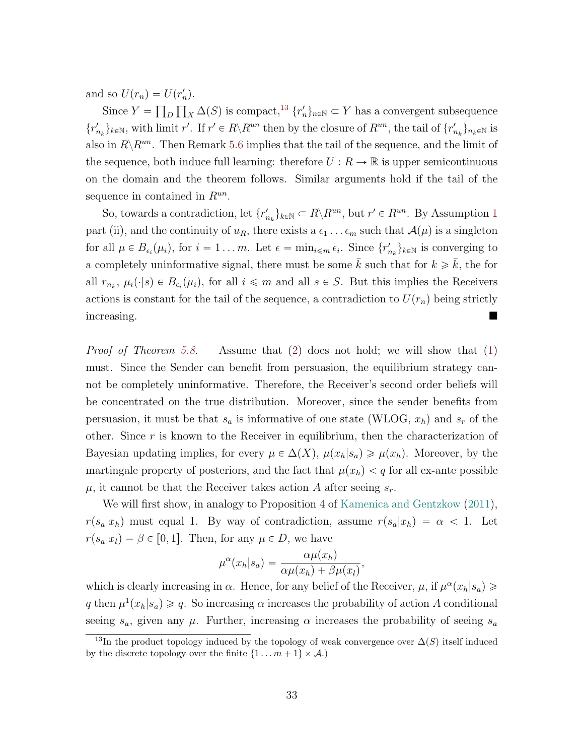and so $U(r_n) = U(r'_n)$.

Since $Y = \prod_D \prod_X \Delta(S)$ is compact,[13] $\{r'_n\}_{n\in\mathbb{N}} \subset Y$ has a convergent subsequence $\{r'_{n_k}\}_{k\in\mathbb{N}}$, with limit $r'$. If $r' \in R\backslash R^{un}$ then by the closure of $R^{un}$, the tail of $\{r'_{n_k}\}_{n_k\in\mathbb{N}}$ is also in $R\backslash R^{un}$. Then Remark 5.6 implies that the tail of the sequence, and the limit of the sequence, both induce full learning: therefore $U : R \to \mathbb{R}$ is upper semicontinuous on the domain and the theorem follows. Similar arguments hold if the tail of the sequence in contained in $R^{un}$.

So, towards a contradiction, let $\{r'_{n_k}\}_{k\in\mathbb{N}} \subset R\backslash R^{un}$, but $r' \in R^{un}$. By Assumption 1 part (ii), and the continuity of $u_R$, there exists a $\epsilon_1 \ldots \epsilon_m$ such that $\mathcal{A}(\mu)$ is a singleton for all $\mu \in B_{\epsilon_i}(\mu_i)$, for $i = 1 \ldots m$. Let $\epsilon = \min_{i\leqslant m} \epsilon_i$. Since $\{r'_{n_k}\}_{k\in\mathbb{N}}$ is converging to a completely uninformative signal, there must be some $\bar{k}$ such that for $k \geqslant \bar{k}$, the for all $r_{n_k}$, $\mu_i(\cdot|s) \in B_{\epsilon_i}(\mu_i)$, for all $i \leqslant m$ and all $s \in S$. But this implies the Receivers actions is constant for the tail of the sequence, a contradiction to $U(r_n)$ being strictly increasing. ■

*Proof of Theorem 5.8.* Assume that (2) does not hold; we will show that (1) must. Since the Sender can benefit from persuasion, the equilibrium strategy cannot be completely uninformative. Therefore, the Receiver's second order beliefs will be concentrated on the true distribution. Moreover, since the sender benefits from persuasion, it must be that $s_a$ is informative of one state (WLOG, $x_h$) and $s_r$ of the other. Since $r$ is known to the Receiver in equilibrium, then the characterization of Bayesian updating implies, for every $\mu \in \Delta(X)$, $\mu(x_h|s_a) \geqslant \mu(x_h)$. Moreover, by the martingale property of posteriors, and the fact that $\mu(x_h) < q$ for all ex-ante possible $\mu$, it cannot be that the Receiver takes action $A$ after seeing $s_r$.

We will first show, in analogy to Proposition 4 of Kamenica and Gentzkow (2011), $r(s_a|x_h)$ must equal 1. By way of contradiction, assume $r(s_a|x_h) = \alpha < 1$. Let $r(s_a|x_l) = \beta \in [0, 1]$. Then, for any $\mu \in D$, we have

$$\mu^\alpha(x_h|s_a) = \frac{\alpha\mu(x_h)}{\alpha\mu(x_h) + \beta\mu(x_l)},$$

which is clearly increasing in $\alpha$. Hence, for any belief of the Receiver, $\mu$, if $\mu^\alpha(x_h|s_a) \geqslant q$ then $\mu^1(x_h|s_a) \geqslant q$. So increasing $\alpha$ increases the probability of action $A$ conditional seeing $s_a$, given any $\mu$. Further, increasing $\alpha$ increases the probability of seeing $s_a$

[13] In the product topology induced by the topology of weak convergence over $\Delta(S)$ itself induced by the discrete topology over the finite $\{1 \ldots m + 1\} \times \mathcal{A}$.)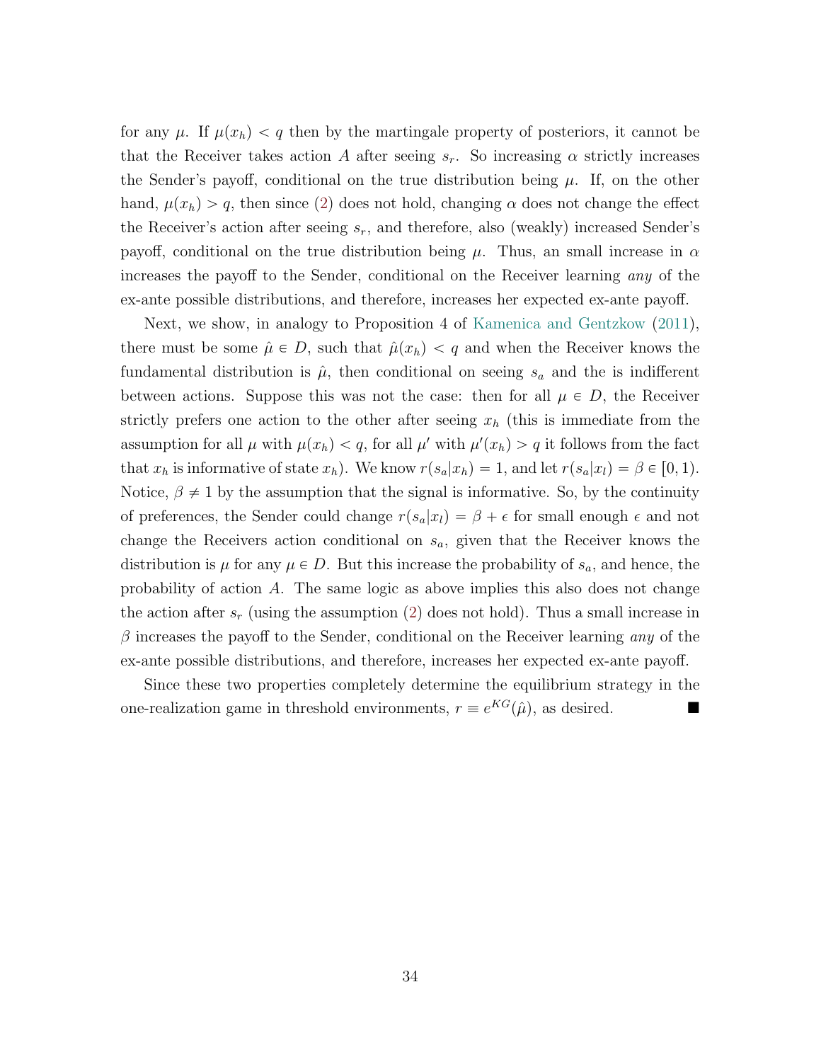for any $\mu$. If $\mu(x_h) < q$ then by the martingale property of posteriors, it cannot be that the Receiver takes action $A$ after seeing $s_r$. So increasing $\alpha$ strictly increases the Sender's payoff, conditional on the true distribution being $\mu$. If, on the other hand, $\mu(x_h) > q$, then since (2) does not hold, changing $\alpha$ does not change the effect the Receiver's action after seeing $s_r$, and therefore, also (weakly) increased Sender's payoff, conditional on the true distribution being $\mu$. Thus, an small increase in $\alpha$ increases the payoff to the Sender, conditional on the Receiver learning *any* of the ex-ante possible distributions, and therefore, increases her expected ex-ante payoff.

Next, we show, in analogy to Proposition 4 of Kamenica and Gentzkow (2011), there must be some $\hat{\mu} \in D$, such that $\hat{\mu}(x_h) < q$ and when the Receiver knows the fundamental distribution is $\hat{\mu}$, then conditional on seeing $s_a$ and the is indifferent between actions. Suppose this was not the case: then for all $\mu \in D$, the Receiver strictly prefers one action to the other after seeing $x_h$ (this is immediate from the assumption for all $\mu$ with $\mu(x_h) < q$, for all $\mu'$ with $\mu'(x_h) > q$ it follows from the fact that $x_h$ is informative of state $x_h$). We know $r(s_a|x_h) = 1$, and let $r(s_a|x_l) = \beta \in [0, 1)$. Notice, $\beta \neq 1$ by the assumption that the signal is informative. So, by the continuity of preferences, the Sender could change $r(s_a|x_l) = \beta + \epsilon$ for small enough $\epsilon$ and not change the Receivers action conditional on $s_a$, given that the Receiver knows the distribution is $\mu$ for any $\mu \in D$. But this increase the probability of $s_a$, and hence, the probability of action $A$. The same logic as above implies this also does not change the action after $s_r$ (using the assumption (2) does not hold). Thus a small increase in $\beta$ increases the payoff to the Sender, conditional on the Receiver learning *any* of the ex-ante possible distributions, and therefore, increases her expected ex-ante payoff.

Since these two properties completely determine the equilibrium strategy in the one-realization game in threshold environments, $r \equiv e^{KG}(\hat{\mu})$, as desired. ■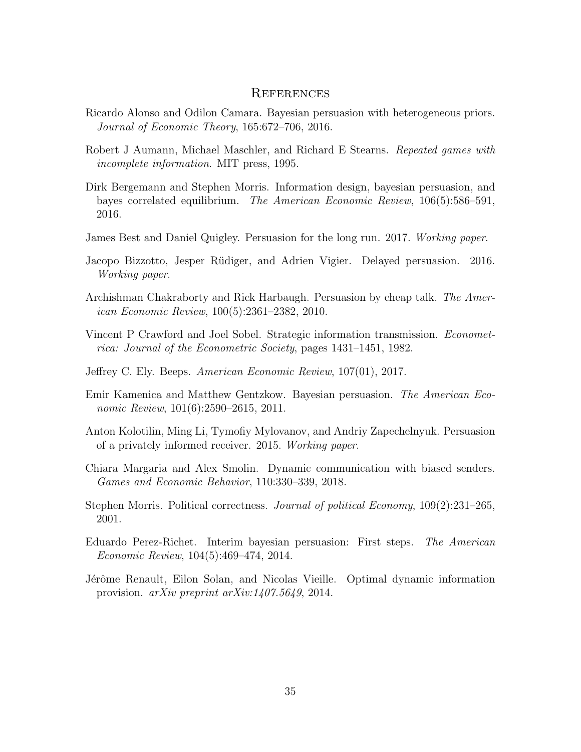## References

Ricardo Alonso and Odilon Camara. Bayesian persuasion with heterogeneous priors. *Journal of Economic Theory*, 165:672–706, 2016.

Robert J Aumann, Michael Maschler, and Richard E Stearns. *Repeated games with incomplete information*. MIT press, 1995.

Dirk Bergemann and Stephen Morris. Information design, bayesian persuasion, and bayes correlated equilibrium. *The American Economic Review*, 106(5):586–591, 2016.

James Best and Daniel Quigley. Persuasion for the long run. 2017. *Working paper*.

Jacopo Bizzotto, Jesper Rüdiger, and Adrien Vigier. Delayed persuasion. 2016. *Working paper*.

Archishman Chakraborty and Rick Harbaugh. Persuasion by cheap talk. *The American Economic Review*, 100(5):2361–2382, 2010.

Vincent P Crawford and Joel Sobel. Strategic information transmission. *Econometrica: Journal of the Econometric Society*, pages 1431–1451, 1982.

Jeffrey C. Ely. Beeps. *American Economic Review*, 107(01), 2017.

Emir Kamenica and Matthew Gentzkow. Bayesian persuasion. *The American Economic Review*, 101(6):2590–2615, 2011.

Anton Kolotilin, Ming Li, Tymofiy Mylovanov, and Andriy Zapechelnyuk. Persuasion of a privately informed receiver. 2015. *Working paper*.

Chiara Margaria and Alex Smolin. Dynamic communication with biased senders. *Games and Economic Behavior*, 110:330–339, 2018.

Stephen Morris. Political correctness. *Journal of political Economy*, 109(2):231–265, 2001.

Eduardo Perez-Richet. Interim bayesian persuasion: First steps. *The American Economic Review*, 104(5):469–474, 2014.

Jérôme Renault, Eilon Solan, and Nicolas Vieille. Optimal dynamic information provision. *arXiv preprint arXiv:1407.5649*, 2014.